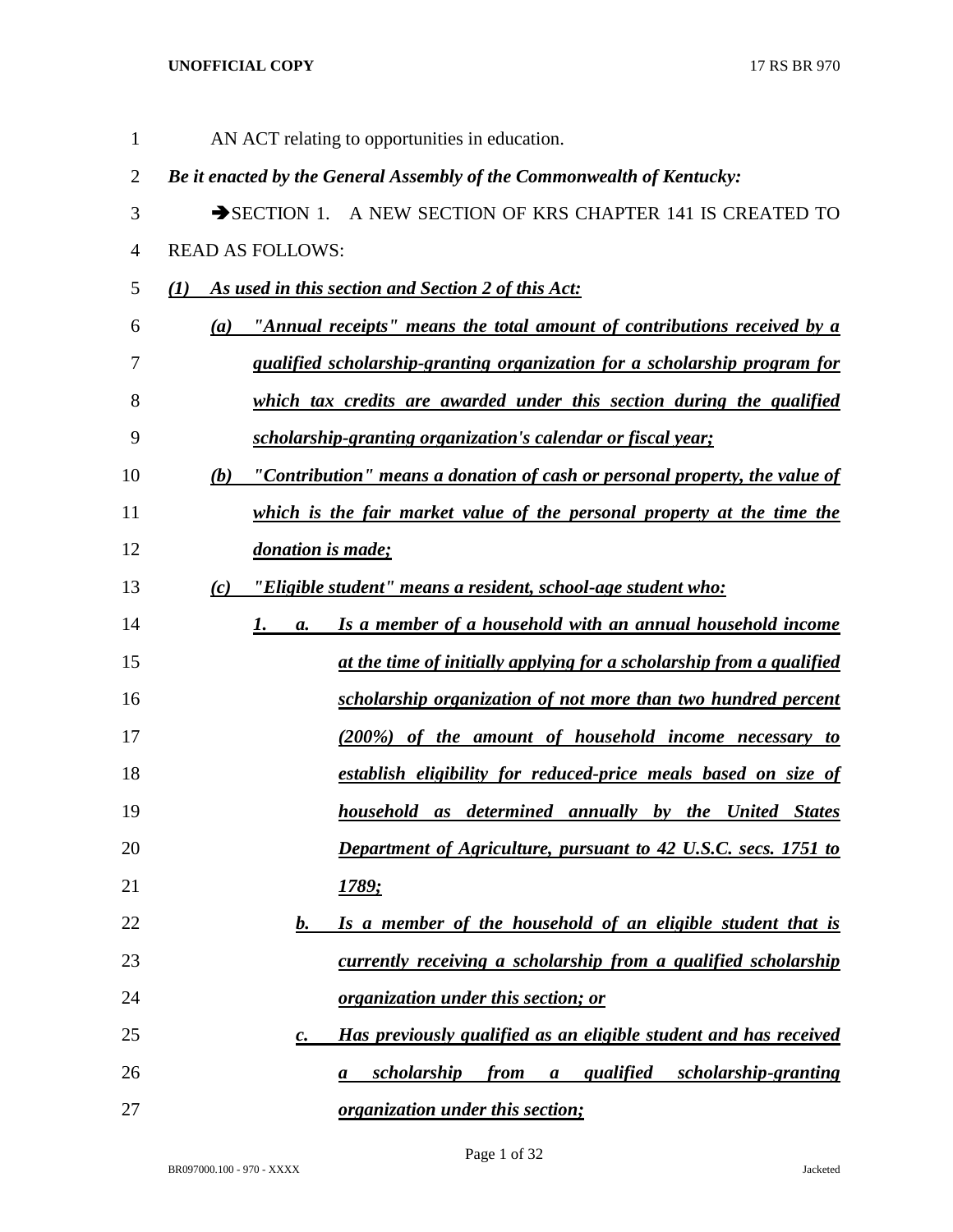AN ACT relating to opportunities in education.

***Be it enacted by the General Assembly of the Commonwealth of Kentucky:***

➔SECTION 1. A NEW SECTION OF KRS CHAPTER 141 IS CREATED TO READ AS FOLLOWS:

***(1) As used in this section and Section 2 of this Act:***

***(a) "Annual receipts" means the total amount of contributions received by a qualified scholarship-granting organization for a scholarship program for which tax credits are awarded under this section during the qualified scholarship-granting organization's calendar or fiscal year;***

***(b) "Contribution" means a donation of cash or personal property, the value of which is the fair market value of the personal property at the time the donation is made;***

***(c) "Eligible student" means a resident, school-age student who:***

***1. a. Is a member of a household with an annual household income at the time of initially applying for a scholarship from a qualified scholarship organization of not more than two hundred percent (200%) of the amount of household income necessary to establish eligibility for reduced-price meals based on size of household as determined annually by the United States Department of Agriculture, pursuant to 42 U.S.C. secs. 1751 to 1789;***

***b. Is a member of the household of an eligible student that is currently receiving a scholarship from a qualified scholarship organization under this section; or***

***c. Has previously qualified as an eligible student and has received a scholarship from a qualified scholarship-granting organization under this section;***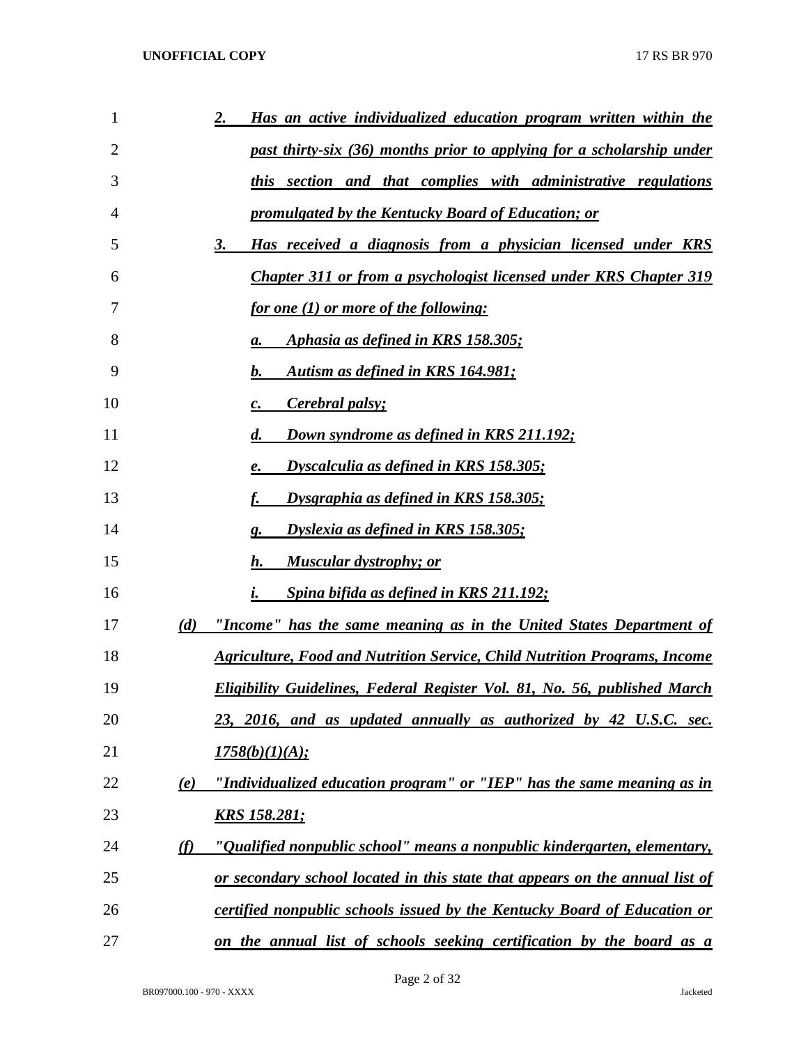*2. Has an active individualized education program written within the past thirty-six (36) months prior to applying for a scholarship under this section and that complies with administrative regulations promulgated by the Kentucky Board of Education; or*

*3. Has received a diagnosis from a physician licensed under KRS Chapter 311 or from a psychologist licensed under KRS Chapter 319 for one (1) or more of the following:*

*a. Aphasia as defined in KRS 158.305;*

*b. Autism as defined in KRS 164.981;*

*c. Cerebral palsy;*

*d. Down syndrome as defined in KRS 211.192;*

*e. Dyscalculia as defined in KRS 158.305;*

*f. Dysgraphia as defined in KRS 158.305;*

*g. Dyslexia as defined in KRS 158.305;*

*h. Muscular dystrophy; or*

*i. Spina bifida as defined in KRS 211.192;*

*(d) "Income" has the same meaning as in the United States Department of Agriculture, Food and Nutrition Service, Child Nutrition Programs, Income Eligibility Guidelines, Federal Register Vol. 81, No. 56, published March 23, 2016, and as updated annually as authorized by 42 U.S.C. sec. 1758(b)(1)(A);*

*(e) "Individualized education program" or "IEP" has the same meaning as in KRS 158.281;*

*(f) "Qualified nonpublic school" means a nonpublic kindergarten, elementary, or secondary school located in this state that appears on the annual list of certified nonpublic schools issued by the Kentucky Board of Education or on the annual list of schools seeking certification by the board as a*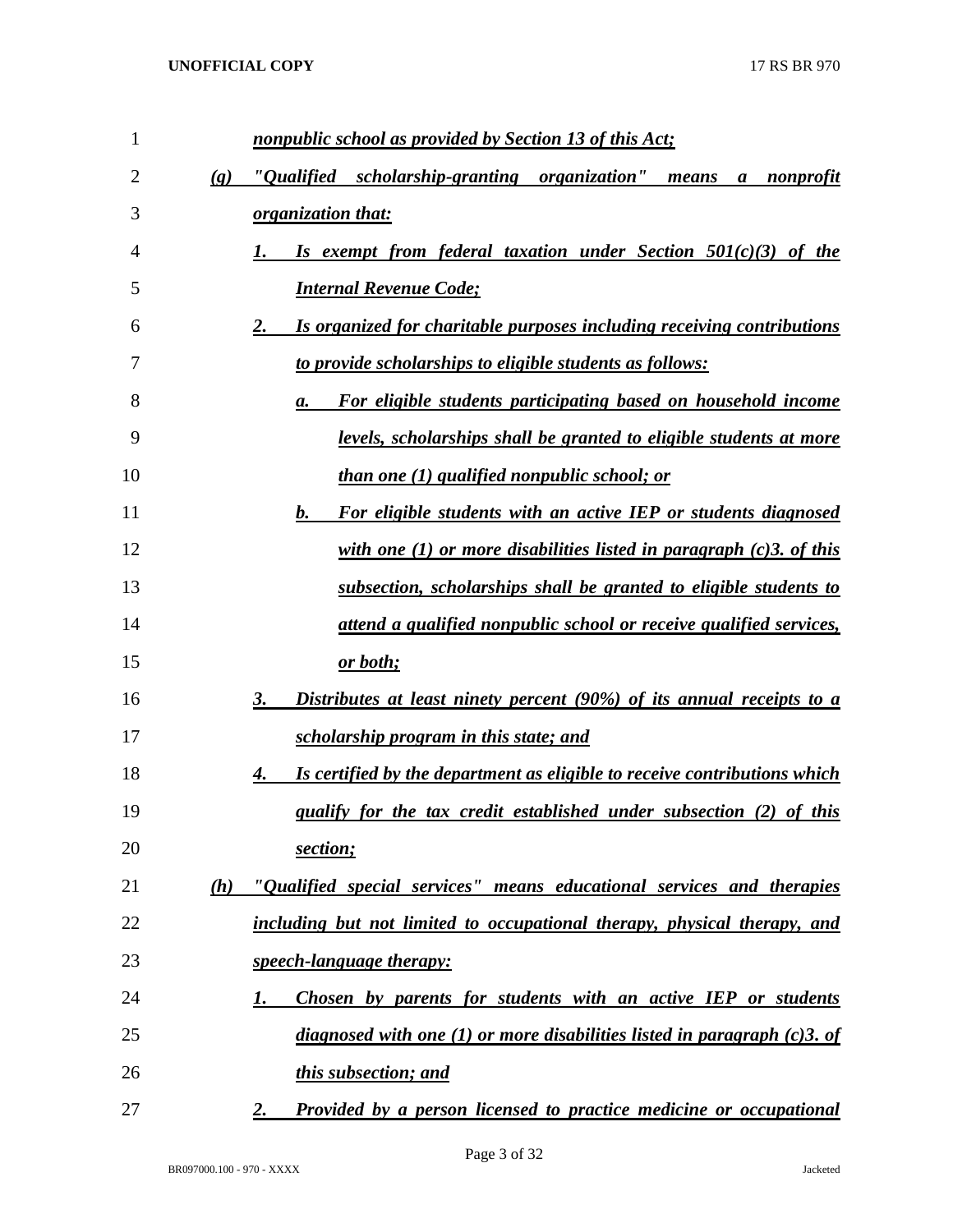***nonpublic school as provided by Section 13 of this Act;***

***(g) "Qualified scholarship-granting organization" means a nonprofit organization that:***

***1. Is exempt from federal taxation under Section 501(c)(3) of the Internal Revenue Code;***

***2. Is organized for charitable purposes including receiving contributions to provide scholarships to eligible students as follows:***

***a. For eligible students participating based on household income levels, scholarships shall be granted to eligible students at more than one (1) qualified nonpublic school; or***

***b. For eligible students with an active IEP or students diagnosed with one (1) or more disabilities listed in paragraph (c)3. of this subsection, scholarships shall be granted to eligible students to attend a qualified nonpublic school or receive qualified services, or both;***

***3. Distributes at least ninety percent (90%) of its annual receipts to a scholarship program in this state; and***

***4. Is certified by the department as eligible to receive contributions which qualify for the tax credit established under subsection (2) of this section;***

***(h) "Qualified special services" means educational services and therapies including but not limited to occupational therapy, physical therapy, and speech-language therapy:***

***1. Chosen by parents for students with an active IEP or students diagnosed with one (1) or more disabilities listed in paragraph (c)3. of this subsection; and***

***2. Provided by a person licensed to practice medicine or occupational***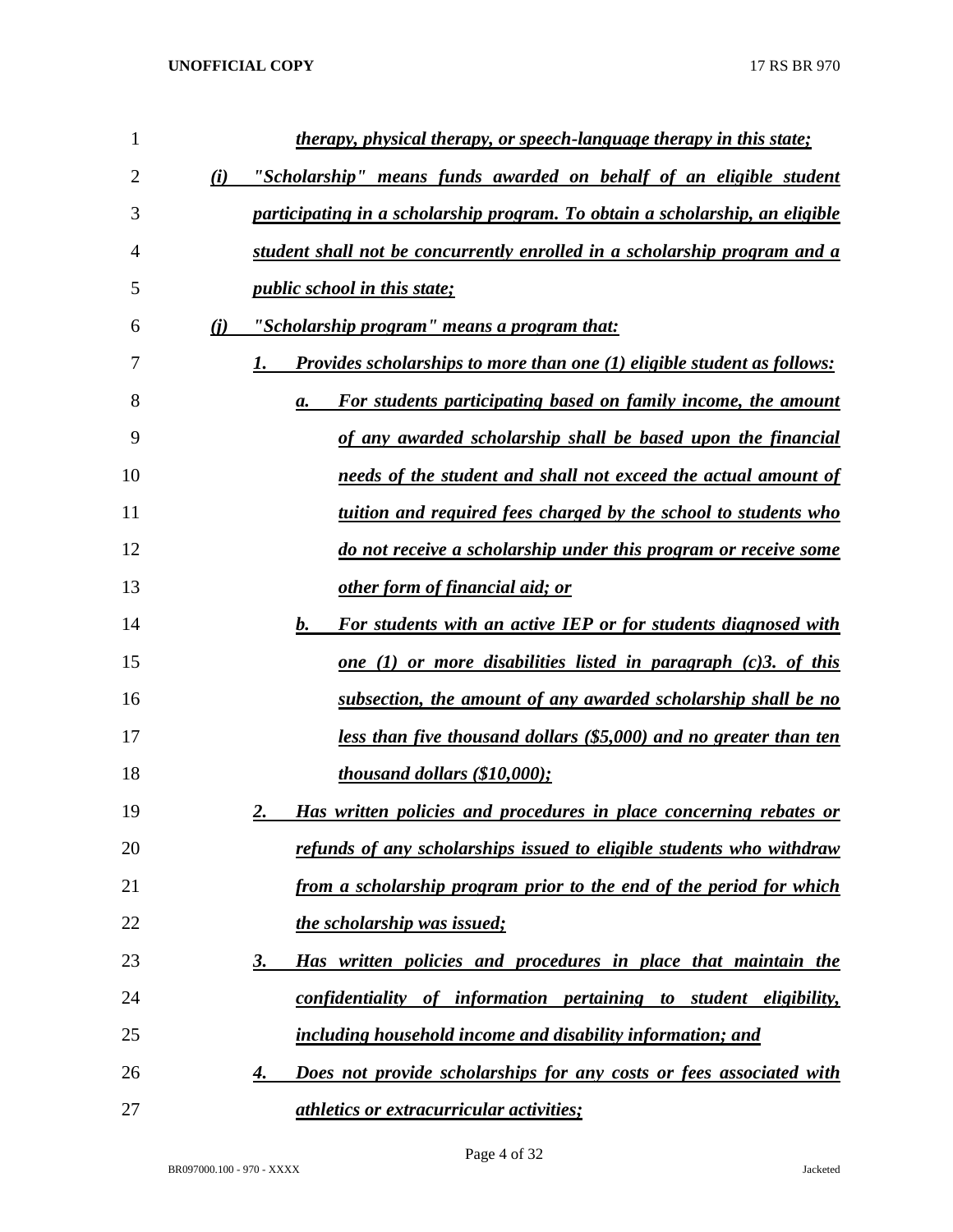*therapy, physical therapy, or speech-language therapy in this state;*

*(i) "Scholarship" means funds awarded on behalf of an eligible student participating in a scholarship program. To obtain a scholarship, an eligible student shall not be concurrently enrolled in a scholarship program and a public school in this state;*

*(j) "Scholarship program" means a program that:*

*1. Provides scholarships to more than one (1) eligible student as follows:*

*a. For students participating based on family income, the amount of any awarded scholarship shall be based upon the financial needs of the student and shall not exceed the actual amount of tuition and required fees charged by the school to students who do not receive a scholarship under this program or receive some other form of financial aid; or*

*b. For students with an active IEP or for students diagnosed with one (1) or more disabilities listed in paragraph (c)3. of this subsection, the amount of any awarded scholarship shall be no less than five thousand dollars ($5,000) and no greater than ten thousand dollars ($10,000);*

*2. Has written policies and procedures in place concerning rebates or refunds of any scholarships issued to eligible students who withdraw from a scholarship program prior to the end of the period for which the scholarship was issued;*

*3. Has written policies and procedures in place that maintain the confidentiality of information pertaining to student eligibility, including household income and disability information; and*

*4. Does not provide scholarships for any costs or fees associated with athletics or extracurricular activities;*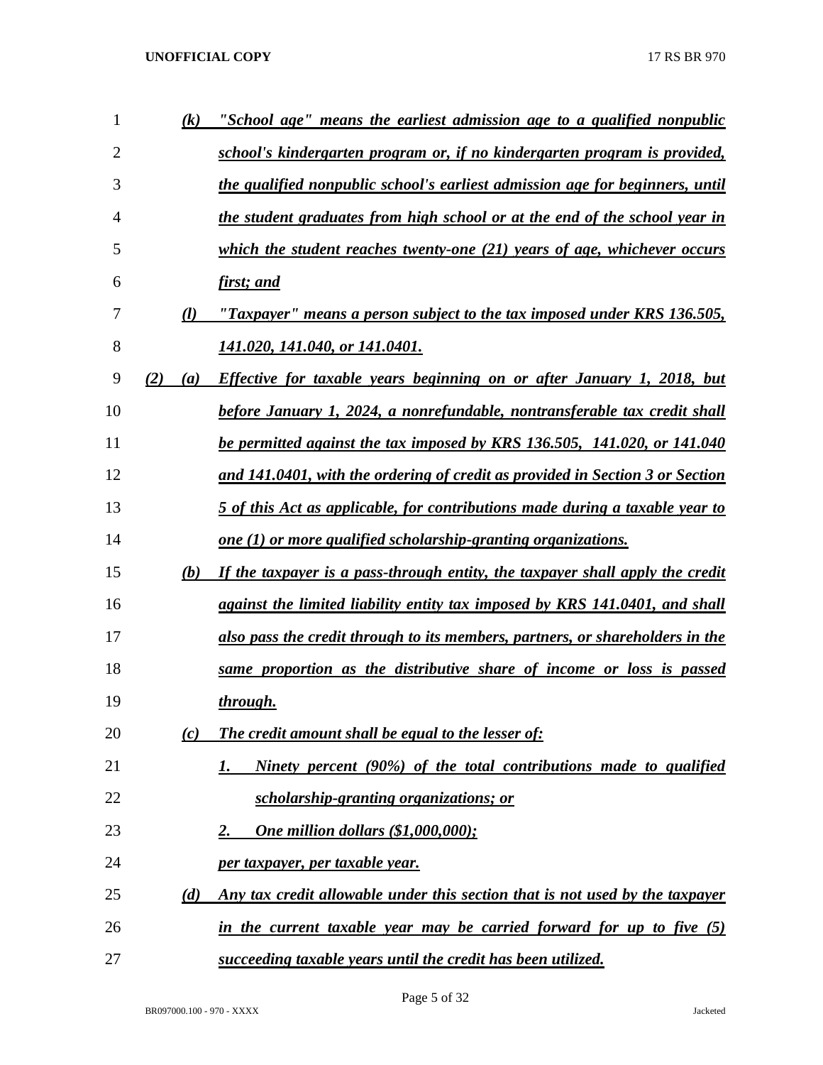(k) *"School age" means the earliest admission age to a qualified nonpublic school's kindergarten program or, if no kindergarten program is provided, the qualified nonpublic school's earliest admission age for beginners, until the student graduates from high school or at the end of the school year in which the student reaches twenty-one (21) years of age, whichever occurs first; and*

(l) *"Taxpayer" means a person subject to the tax imposed under KRS 136.505, 141.020, 141.040, or 141.0401.*

(2) (a) *Effective for taxable years beginning on or after January 1, 2018, but before January 1, 2024, a nonrefundable, nontransferable tax credit shall be permitted against the tax imposed by KRS 136.505, 141.020, or 141.040 and 141.0401, with the ordering of credit as provided in Section 3 or Section 5 of this Act as applicable, for contributions made during a taxable year to one (1) or more qualified scholarship-granting organizations.*

(b) *If the taxpayer is a pass-through entity, the taxpayer shall apply the credit against the limited liability entity tax imposed by KRS 141.0401, and shall also pass the credit through to its members, partners, or shareholders in the same proportion as the distributive share of income or loss is passed through.*

(c) *The credit amount shall be equal to the lesser of:*

1. *Ninety percent (90%) of the total contributions made to qualified scholarship-granting organizations; or*
2. *One million dollars ($1,000,000);*

*per taxpayer, per taxable year.*

(d) *Any tax credit allowable under this section that is not used by the taxpayer in the current taxable year may be carried forward for up to five (5) succeeding taxable years until the credit has been utilized.*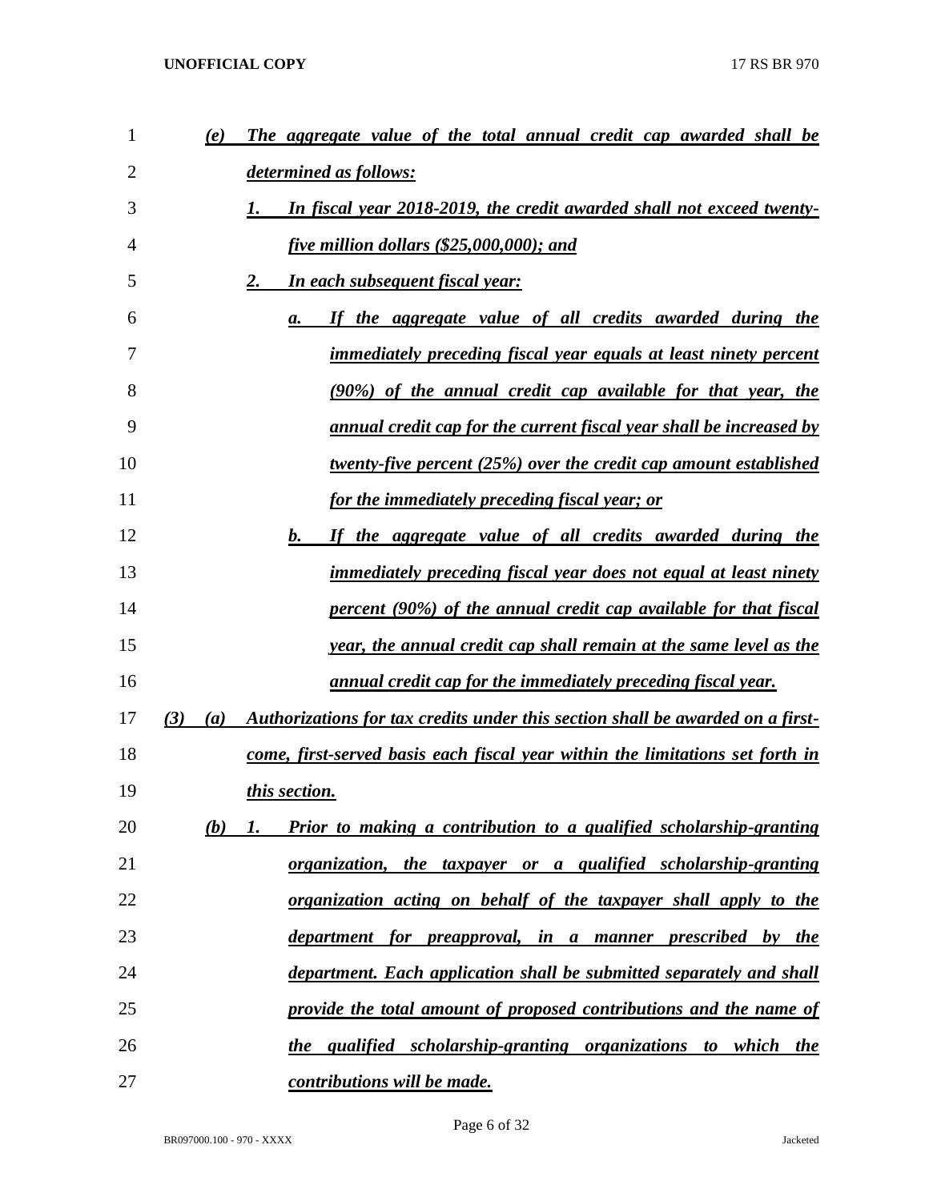(e) *The aggregate value of the total annual credit cap awarded shall be determined as follows:*

1. *In fiscal year 2018-2019, the credit awarded shall not exceed twenty-five million dollars ($25,000,000); and*

2. *In each subsequent fiscal year:*

   a. *If the aggregate value of all credits awarded during the immediately preceding fiscal year equals at least ninety percent (90%) of the annual credit cap available for that year, the annual credit cap for the current fiscal year shall be increased by twenty-five percent (25%) over the credit cap amount established for the immediately preceding fiscal year; or*

   b. *If the aggregate value of all credits awarded during the immediately preceding fiscal year does not equal at least ninety percent (90%) of the annual credit cap available for that fiscal year, the annual credit cap shall remain at the same level as the annual credit cap for the immediately preceding fiscal year.*

(3) (a) *Authorizations for tax credits under this section shall be awarded on a first-come, first-served basis each fiscal year within the limitations set forth in this section.*

(b) 1. *Prior to making a contribution to a qualified scholarship-granting organization, the taxpayer or a qualified scholarship-granting organization acting on behalf of the taxpayer shall apply to the department for preapproval, in a manner prescribed by the department. Each application shall be submitted separately and shall provide the total amount of proposed contributions and the name of the qualified scholarship-granting organizations to which the contributions will be made.*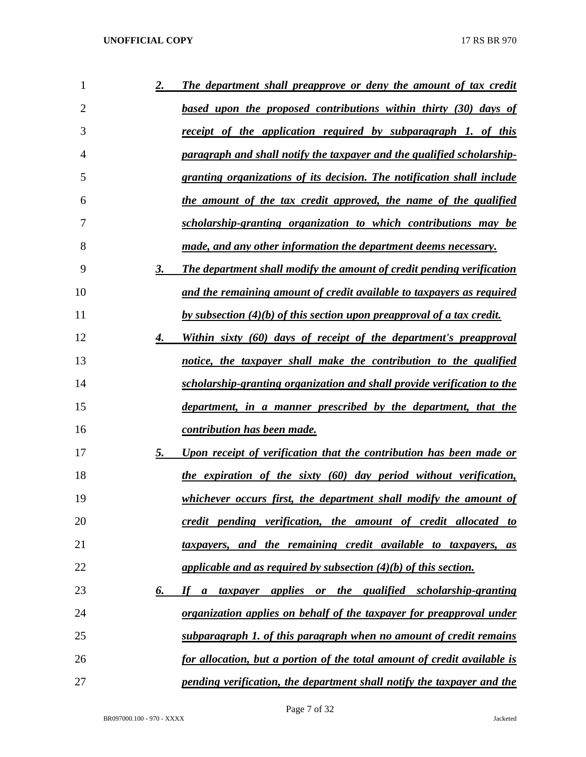2. *The department shall preapprove or deny the amount of tax credit based upon the proposed contributions within thirty (30) days of receipt of the application required by subparagraph 1. of this paragraph and shall notify the taxpayer and the qualified scholarship-granting organizations of its decision. The notification shall include the amount of the tax credit approved, the name of the qualified scholarship-granting organization to which contributions may be made, and any other information the department deems necessary.*

3. *The department shall modify the amount of credit pending verification and the remaining amount of credit available to taxpayers as required by subsection (4)(b) of this section upon preapproval of a tax credit.*

4. *Within sixty (60) days of receipt of the department's preapproval notice, the taxpayer shall make the contribution to the qualified scholarship-granting organization and shall provide verification to the department, in a manner prescribed by the department, that the contribution has been made.*

5. *Upon receipt of verification that the contribution has been made or the expiration of the sixty (60) day period without verification, whichever occurs first, the department shall modify the amount of credit pending verification, the amount of credit allocated to taxpayers, and the remaining credit available to taxpayers, as applicable and as required by subsection (4)(b) of this section.*

6. *If a taxpayer applies or the qualified scholarship-granting organization applies on behalf of the taxpayer for preapproval under subparagraph 1. of this paragraph when no amount of credit remains for allocation, but a portion of the total amount of credit available is pending verification, the department shall notify the taxpayer and the*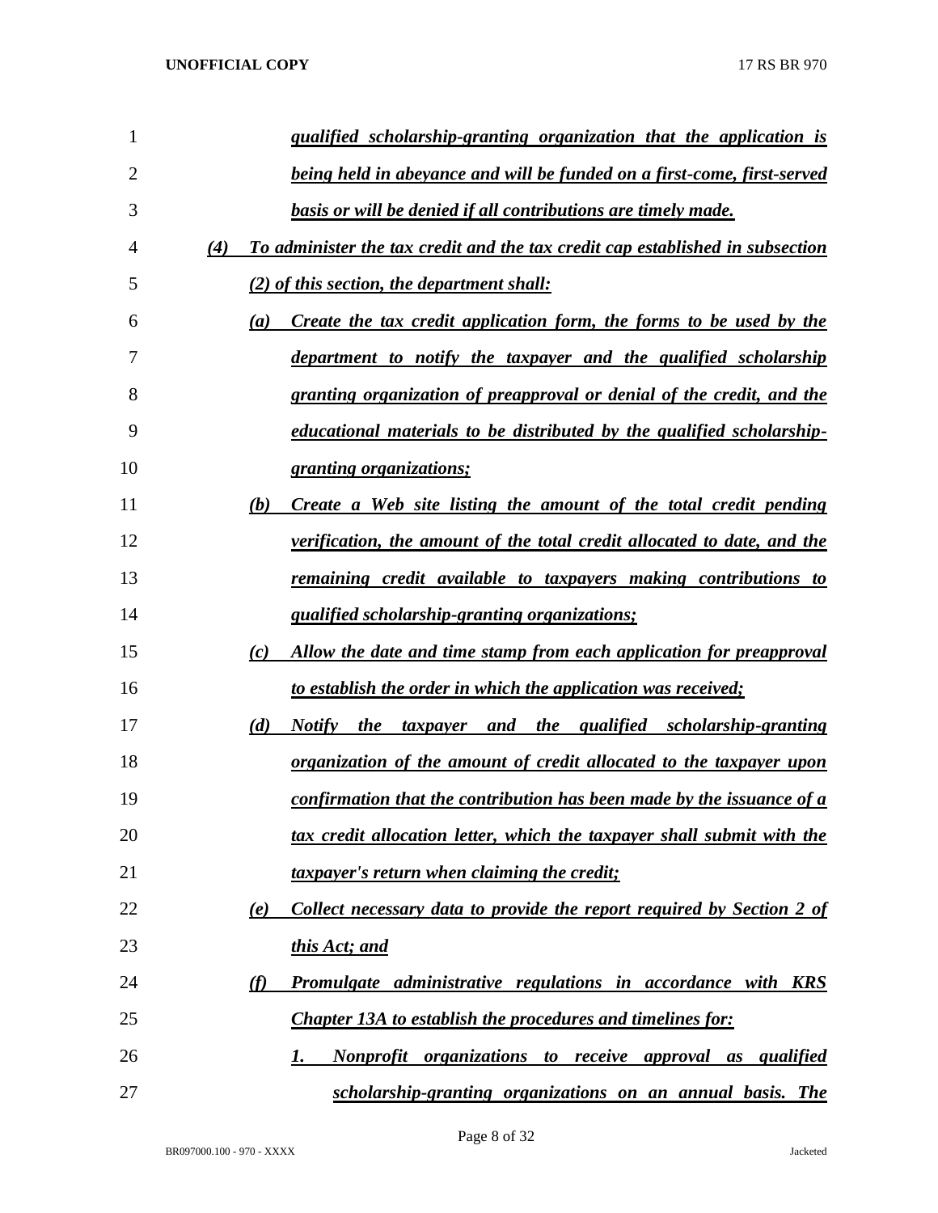*qualified scholarship-granting organization that the application is being held in abeyance and will be funded on a first-come, first-served basis or will be denied if all contributions are timely made.*

*(4) To administer the tax credit and the tax credit cap established in subsection (2) of this section, the department shall:*

*(a) Create the tax credit application form, the forms to be used by the department to notify the taxpayer and the qualified scholarship granting organization of preapproval or denial of the credit, and the educational materials to be distributed by the qualified scholarship-granting organizations;*

*(b) Create a Web site listing the amount of the total credit pending verification, the amount of the total credit allocated to date, and the remaining credit available to taxpayers making contributions to qualified scholarship-granting organizations;*

*(c) Allow the date and time stamp from each application for preapproval to establish the order in which the application was received;*

*(d) Notify the taxpayer and the qualified scholarship-granting organization of the amount of credit allocated to the taxpayer upon confirmation that the contribution has been made by the issuance of a tax credit allocation letter, which the taxpayer shall submit with the taxpayer's return when claiming the credit;*

*(e) Collect necessary data to provide the report required by Section 2 of this Act; and*

*(f) Promulgate administrative regulations in accordance with KRS Chapter 13A to establish the procedures and timelines for:*

*1. Nonprofit organizations to receive approval as qualified scholarship-granting organizations on an annual basis. The*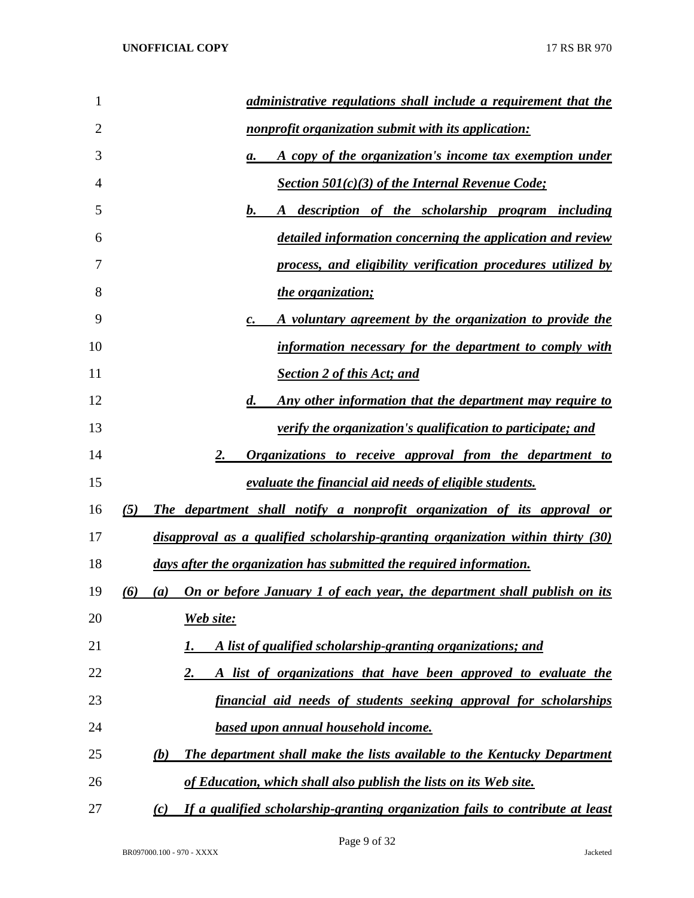*administrative regulations shall include a requirement that the nonprofit organization submit with its application:*

*a. A copy of the organization's income tax exemption under Section 501(c)(3) of the Internal Revenue Code;*

*b. A description of the scholarship program including detailed information concerning the application and review process, and eligibility verification procedures utilized by the organization;*

*c. A voluntary agreement by the organization to provide the information necessary for the department to comply with Section 2 of this Act; and*

*d. Any other information that the department may require to verify the organization's qualification to participate; and*

*2. Organizations to receive approval from the department to evaluate the financial aid needs of eligible students.*

*(5) The department shall notify a nonprofit organization of its approval or disapproval as a qualified scholarship-granting organization within thirty (30) days after the organization has submitted the required information.*

*(6) (a) On or before January 1 of each year, the department shall publish on its Web site:*

*1. A list of qualified scholarship-granting organizations; and*

*2. A list of organizations that have been approved to evaluate the financial aid needs of students seeking approval for scholarships based upon annual household income.*

*(b) The department shall make the lists available to the Kentucky Department of Education, which shall also publish the lists on its Web site.*

*(c) If a qualified scholarship-granting organization fails to contribute at least*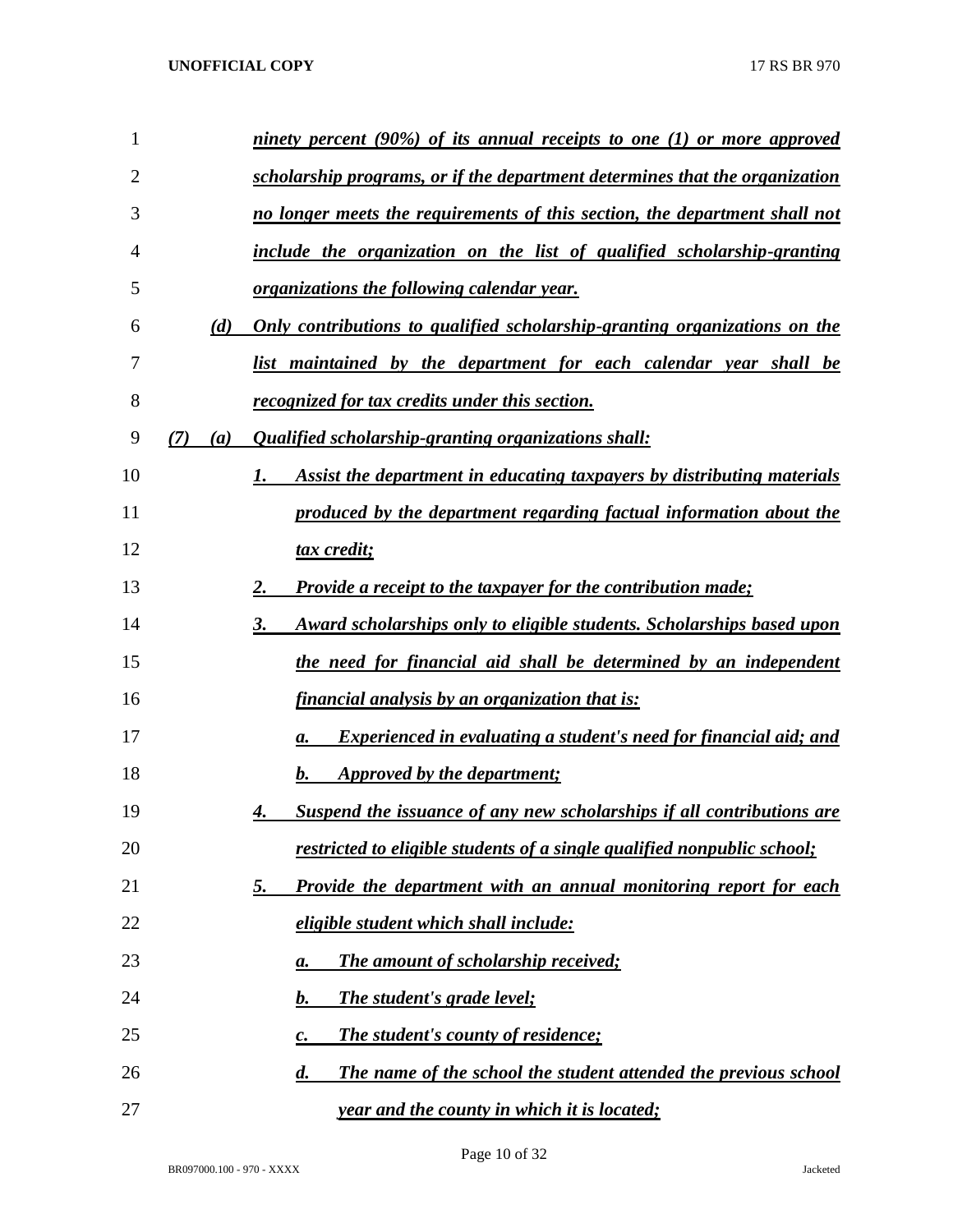*ninety percent (90%) of its annual receipts to one (1) or more approved scholarship programs, or if the department determines that the organization no longer meets the requirements of this section, the department shall not include the organization on the list of qualified scholarship-granting organizations the following calendar year.*

*(d) Only contributions to qualified scholarship-granting organizations on the list maintained by the department for each calendar year shall be recognized for tax credits under this section.*

*(7) (a) Qualified scholarship-granting organizations shall:*

*1. Assist the department in educating taxpayers by distributing materials produced by the department regarding factual information about the tax credit;*

*2. Provide a receipt to the taxpayer for the contribution made;*

*3. Award scholarships only to eligible students. Scholarships based upon the need for financial aid shall be determined by an independent financial analysis by an organization that is:*

*a. Experienced in evaluating a student's need for financial aid; and*

*b. Approved by the department;*

*4. Suspend the issuance of any new scholarships if all contributions are restricted to eligible students of a single qualified nonpublic school;*

*5. Provide the department with an annual monitoring report for each eligible student which shall include:*

*a. The amount of scholarship received;*

*b. The student's grade level;*

*c. The student's county of residence;*

*d. The name of the school the student attended the previous school year and the county in which it is located;*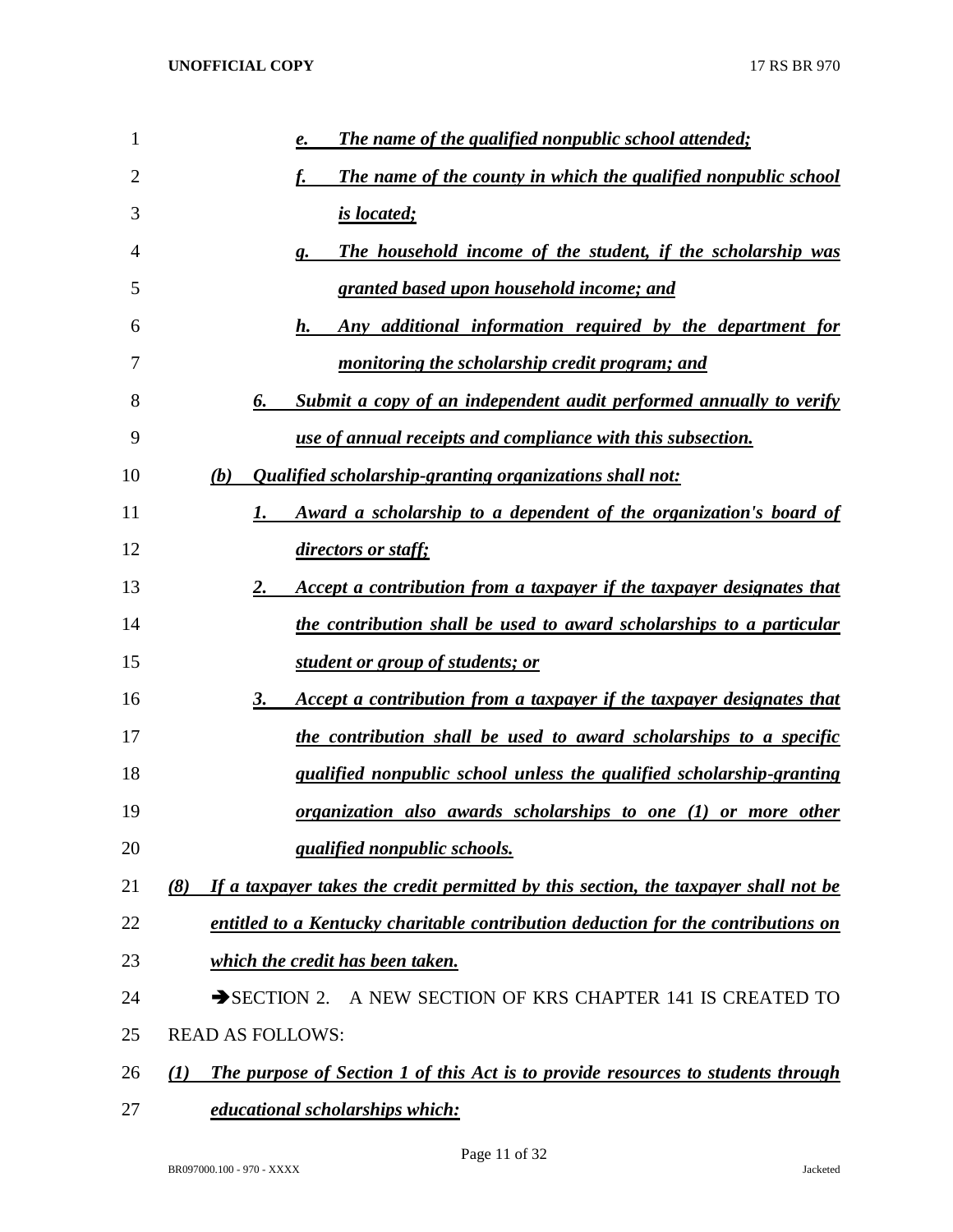*e. The name of the qualified nonpublic school attended;*

*f. The name of the county in which the qualified nonpublic school is located;*

*g. The household income of the student, if the scholarship was granted based upon household income; and*

*h. Any additional information required by the department for monitoring the scholarship credit program; and*

*6. Submit a copy of an independent audit performed annually to verify use of annual receipts and compliance with this subsection.*

*(b) Qualified scholarship-granting organizations shall not:*

*1. Award a scholarship to a dependent of the organization's board of directors or staff;*

*2. Accept a contribution from a taxpayer if the taxpayer designates that the contribution shall be used to award scholarships to a particular student or group of students; or*

*3. Accept a contribution from a taxpayer if the taxpayer designates that the contribution shall be used to award scholarships to a specific qualified nonpublic school unless the qualified scholarship-granting organization also awards scholarships to one (1) or more other qualified nonpublic schools.*

*(8) If a taxpayer takes the credit permitted by this section, the taxpayer shall not be entitled to a Kentucky charitable contribution deduction for the contributions on which the credit has been taken.*

➔SECTION 2. A NEW SECTION OF KRS CHAPTER 141 IS CREATED TO READ AS FOLLOWS:

*(1) The purpose of Section 1 of this Act is to provide resources to students through educational scholarships which:*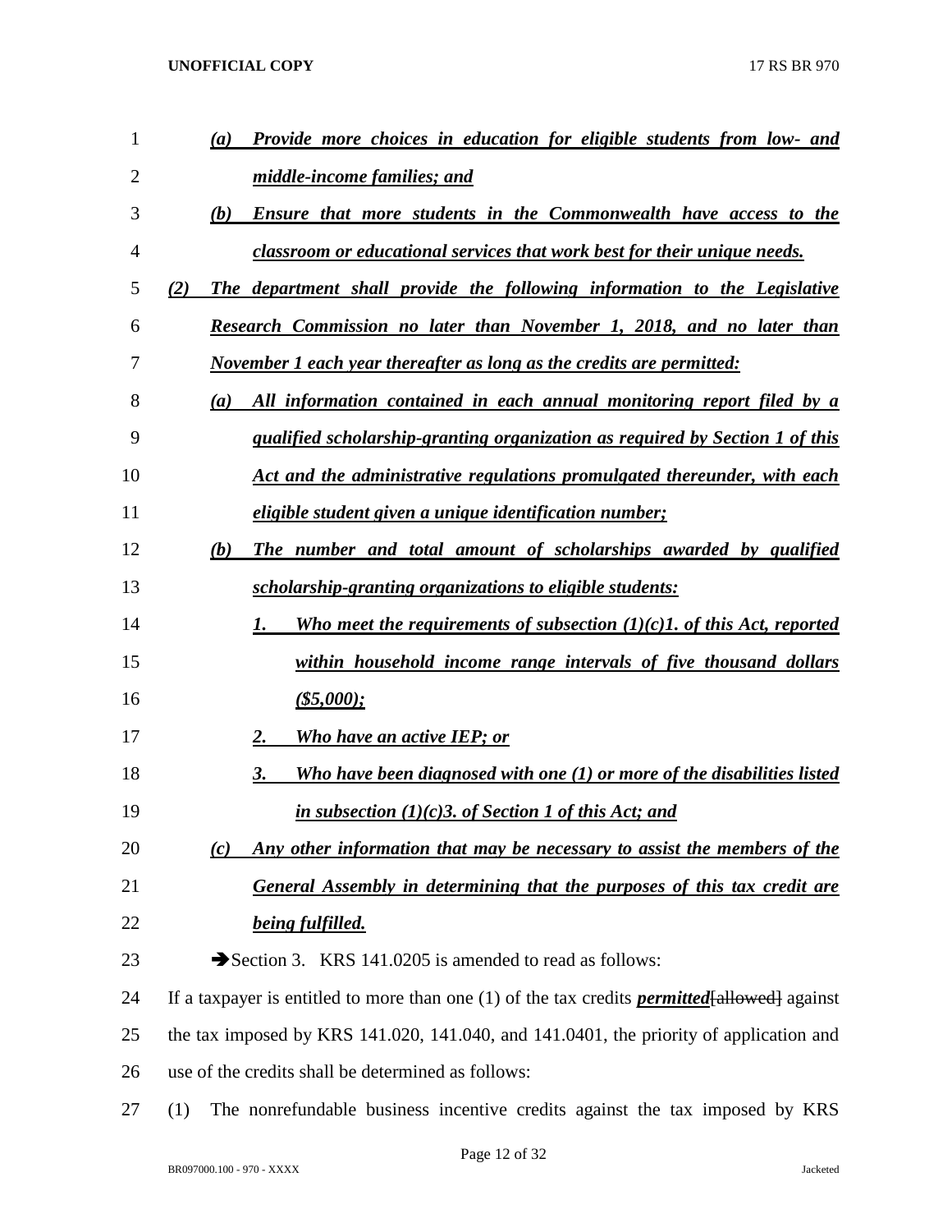(a) ***Provide more choices in education for eligible students from low- and middle-income families; and***

(b) ***Ensure that more students in the Commonwealth have access to the classroom or educational services that work best for their unique needs.***

***(2) The department shall provide the following information to the Legislative Research Commission no later than November 1, 2018, and no later than November 1 each year thereafter as long as the credits are permitted:***

(a) ***All information contained in each annual monitoring report filed by a qualified scholarship-granting organization as required by Section 1 of this Act and the administrative regulations promulgated thereunder, with each eligible student given a unique identification number;***

(b) ***The number and total amount of scholarships awarded by qualified scholarship-granting organizations to eligible students:***

1. ***Who meet the requirements of subsection (1)(c)1. of this Act, reported within household income range intervals of five thousand dollars ($5,000);***

2. ***Who have an active IEP; or***

3. ***Who have been diagnosed with one (1) or more of the disabilities listed in subsection (1)(c)3. of Section 1 of this Act; and***

(c) ***Any other information that may be necessary to assist the members of the General Assembly in determining that the purposes of this tax credit are being fulfilled.***

➔Section 3. KRS 141.0205 is amended to read as follows:

If a taxpayer is entitled to more than one (1) of the tax credits ***permitted***[allowed] against the tax imposed by KRS 141.020, 141.040, and 141.0401, the priority of application and use of the credits shall be determined as follows:

(1) The nonrefundable business incentive credits against the tax imposed by KRS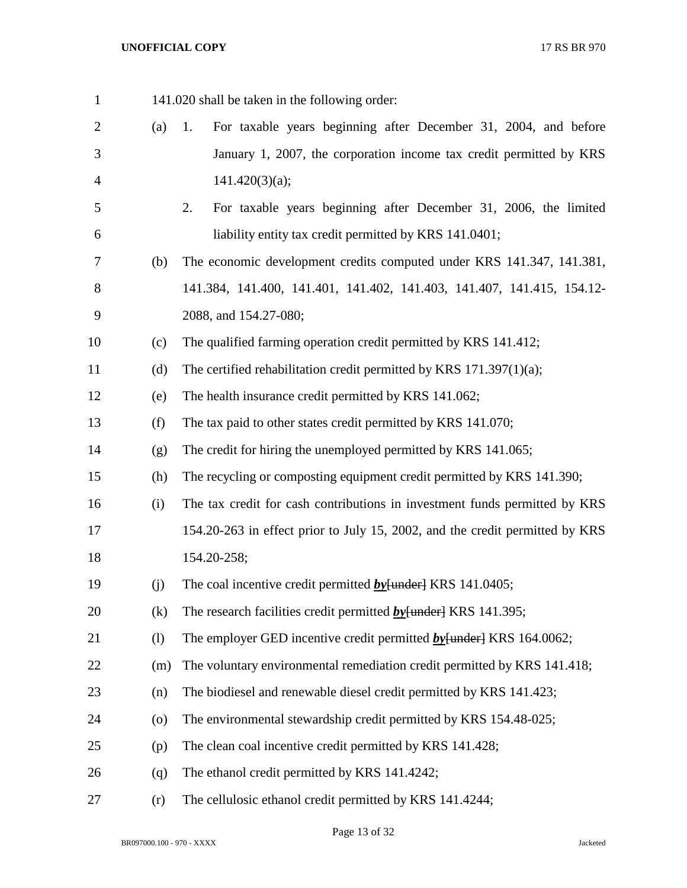141.020 shall be taken in the following order:

(a) 1. For taxable years beginning after December 31, 2004, and before January 1, 2007, the corporation income tax credit permitted by KRS 141.420(3)(a);

2. For taxable years beginning after December 31, 2006, the limited liability entity tax credit permitted by KRS 141.0401;

(b) The economic development credits computed under KRS 141.347, 141.381, 141.384, 141.400, 141.401, 141.402, 141.403, 141.407, 141.415, 154.12-2088, and 154.27-080;

(c) The qualified farming operation credit permitted by KRS 141.412;

(d) The certified rehabilitation credit permitted by KRS 171.397(1)(a);

(e) The health insurance credit permitted by KRS 141.062;

(f) The tax paid to other states credit permitted by KRS 141.070;

(g) The credit for hiring the unemployed permitted by KRS 141.065;

(h) The recycling or composting equipment credit permitted by KRS 141.390;

(i) The tax credit for cash contributions in investment funds permitted by KRS 154.20-263 in effect prior to July 15, 2002, and the credit permitted by KRS 154.20-258;

(j) The coal incentive credit permitted ***by***~~[under]~~ KRS 141.0405;

(k) The research facilities credit permitted ***by***~~[under]~~ KRS 141.395;

(l) The employer GED incentive credit permitted ***by***~~[under]~~ KRS 164.0062;

(m) The voluntary environmental remediation credit permitted by KRS 141.418;

(n) The biodiesel and renewable diesel credit permitted by KRS 141.423;

(o) The environmental stewardship credit permitted by KRS 154.48-025;

(p) The clean coal incentive credit permitted by KRS 141.428;

(q) The ethanol credit permitted by KRS 141.4242;

(r) The cellulosic ethanol credit permitted by KRS 141.4244;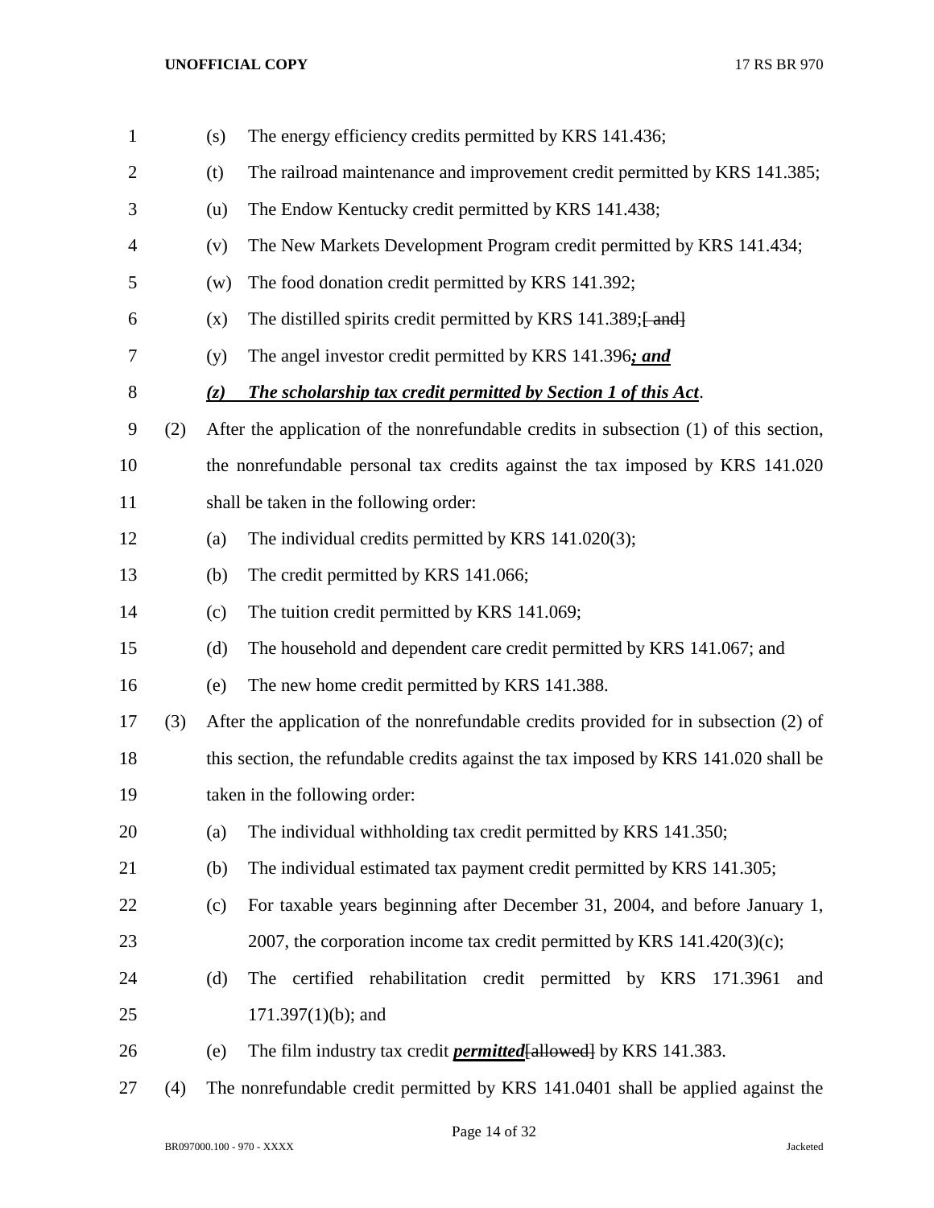(s) The energy efficiency credits permitted by KRS 141.436;

(t) The railroad maintenance and improvement credit permitted by KRS 141.385;

(u) The Endow Kentucky credit permitted by KRS 141.438;

(v) The New Markets Development Program credit permitted by KRS 141.434;

(w) The food donation credit permitted by KRS 141.392;

(x) The distilled spirits credit permitted by KRS 141.389;~~[ and]~~

(y) The angel investor credit permitted by KRS 141.396***; and***

***(z) The scholarship tax credit permitted by Section 1 of this Act***.

(2) After the application of the nonrefundable credits in subsection (1) of this section, the nonrefundable personal tax credits against the tax imposed by KRS 141.020 shall be taken in the following order:

(a) The individual credits permitted by KRS 141.020(3);

(b) The credit permitted by KRS 141.066;

(c) The tuition credit permitted by KRS 141.069;

(d) The household and dependent care credit permitted by KRS 141.067; and

(e) The new home credit permitted by KRS 141.388.

(3) After the application of the nonrefundable credits provided for in subsection (2) of this section, the refundable credits against the tax imposed by KRS 141.020 shall be taken in the following order:

(a) The individual withholding tax credit permitted by KRS 141.350;

(b) The individual estimated tax payment credit permitted by KRS 141.305;

(c) For taxable years beginning after December 31, 2004, and before January 1, 2007, the corporation income tax credit permitted by KRS 141.420(3)(c);

(d) The certified rehabilitation credit permitted by KRS 171.3961 and 171.397(1)(b); and

(e) The film industry tax credit ***permitted***~~[allowed]~~ by KRS 141.383.

(4) The nonrefundable credit permitted by KRS 141.0401 shall be applied against the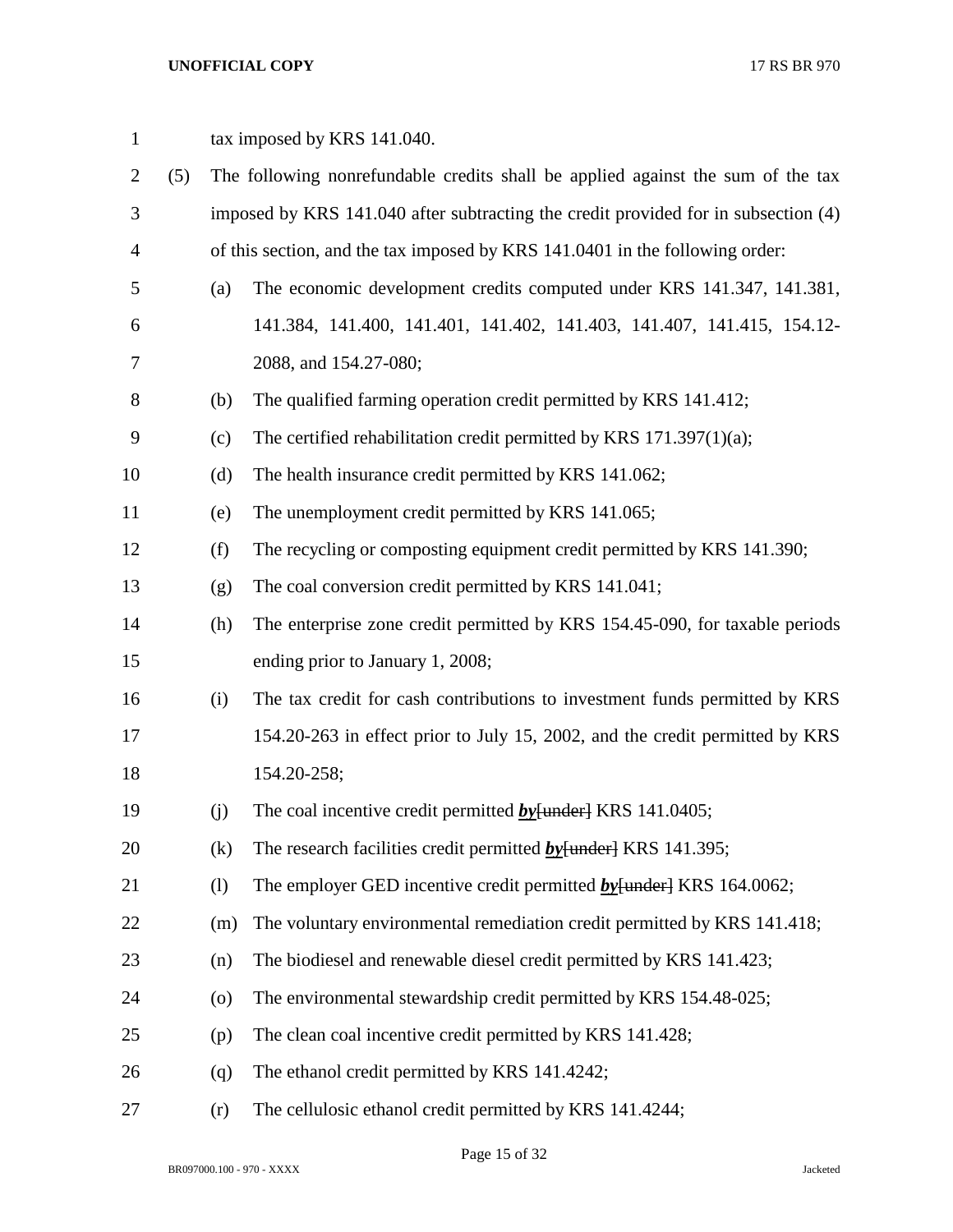tax imposed by KRS 141.040.

(5) The following nonrefundable credits shall be applied against the sum of the tax imposed by KRS 141.040 after subtracting the credit provided for in subsection (4) of this section, and the tax imposed by KRS 141.0401 in the following order:

(a) The economic development credits computed under KRS 141.347, 141.381, 141.384, 141.400, 141.401, 141.402, 141.403, 141.407, 141.415, 154.12-2088, and 154.27-080;

(b) The qualified farming operation credit permitted by KRS 141.412;

(c) The certified rehabilitation credit permitted by KRS 171.397(1)(a);

(d) The health insurance credit permitted by KRS 141.062;

(e) The unemployment credit permitted by KRS 141.065;

(f) The recycling or composting equipment credit permitted by KRS 141.390;

(g) The coal conversion credit permitted by KRS 141.041;

(h) The enterprise zone credit permitted by KRS 154.45-090, for taxable periods ending prior to January 1, 2008;

(i) The tax credit for cash contributions to investment funds permitted by KRS 154.20-263 in effect prior to July 15, 2002, and the credit permitted by KRS 154.20-258;

(j) The coal incentive credit permitted ***by***[~~under~~] KRS 141.0405;

(k) The research facilities credit permitted ***by***[~~under~~] KRS 141.395;

(l) The employer GED incentive credit permitted ***by***[~~under~~] KRS 164.0062;

(m) The voluntary environmental remediation credit permitted by KRS 141.418;

(n) The biodiesel and renewable diesel credit permitted by KRS 141.423;

(o) The environmental stewardship credit permitted by KRS 154.48-025;

(p) The clean coal incentive credit permitted by KRS 141.428;

(q) The ethanol credit permitted by KRS 141.4242;

(r) The cellulosic ethanol credit permitted by KRS 141.4244;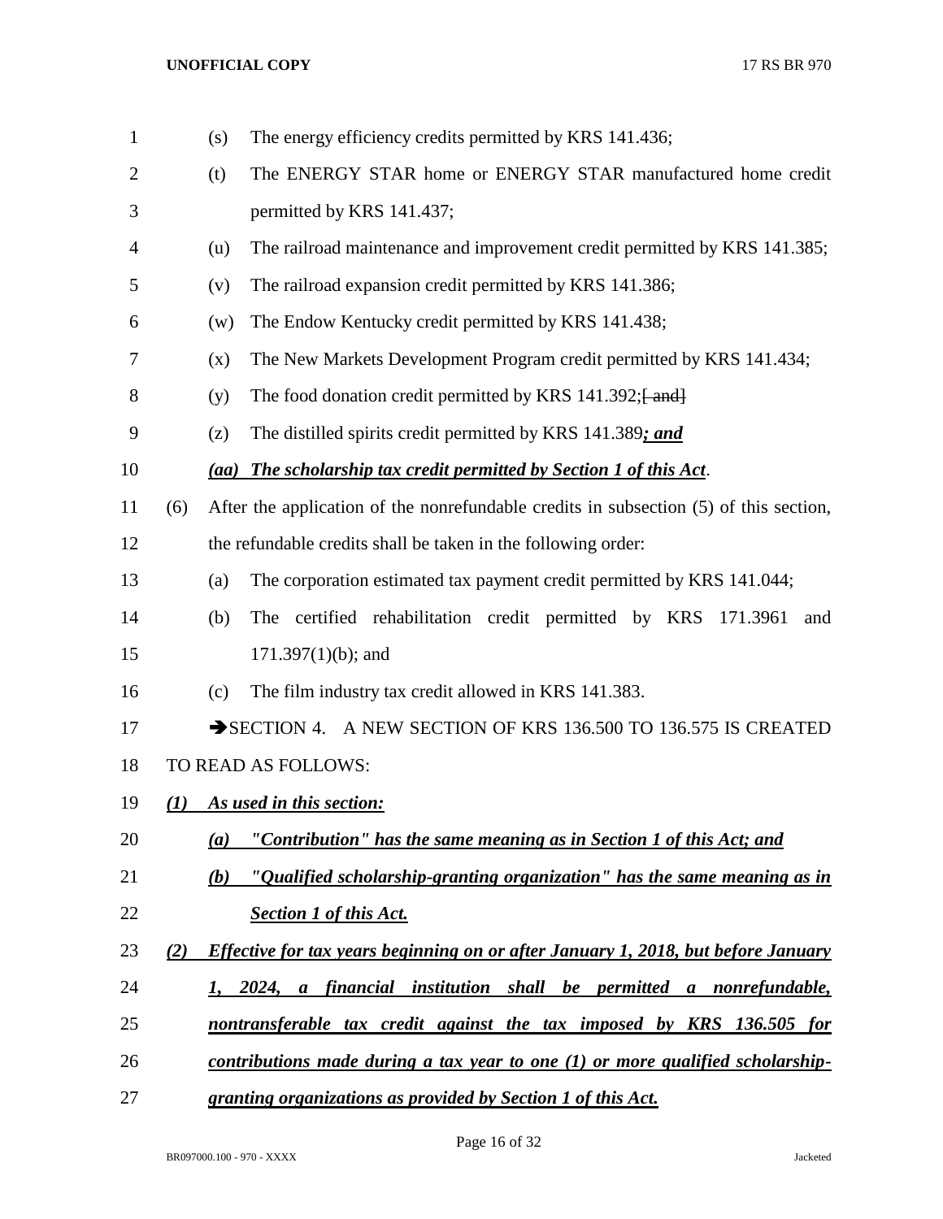(s) The energy efficiency credits permitted by KRS 141.436;

(t) The ENERGY STAR home or ENERGY STAR manufactured home credit permitted by KRS 141.437;

(u) The railroad maintenance and improvement credit permitted by KRS 141.385;

(v) The railroad expansion credit permitted by KRS 141.386;

(w) The Endow Kentucky credit permitted by KRS 141.438;

(x) The New Markets Development Program credit permitted by KRS 141.434;

(y) The food donation credit permitted by KRS 141.392;~~[ and]~~

(z) The distilled spirits credit permitted by KRS 141.389***; and***

***(aa) The scholarship tax credit permitted by Section 1 of this Act***.

(6) After the application of the nonrefundable credits in subsection (5) of this section, the refundable credits shall be taken in the following order:

(a) The corporation estimated tax payment credit permitted by KRS 141.044;

(b) The certified rehabilitation credit permitted by KRS 171.3961 and 171.397(1)(b); and

(c) The film industry tax credit allowed in KRS 141.383.

➔SECTION 4. A NEW SECTION OF KRS 136.500 TO 136.575 IS CREATED TO READ AS FOLLOWS:

***(1) As used in this section:***

***(a) "Contribution" has the same meaning as in Section 1 of this Act; and***

***(b) "Qualified scholarship-granting organization" has the same meaning as in Section 1 of this Act.***

***(2) Effective for tax years beginning on or after January 1, 2018, but before January 1, 2024, a financial institution shall be permitted a nonrefundable, nontransferable tax credit against the tax imposed by KRS 136.505 for contributions made during a tax year to one (1) or more qualified scholarship-granting organizations as provided by Section 1 of this Act.***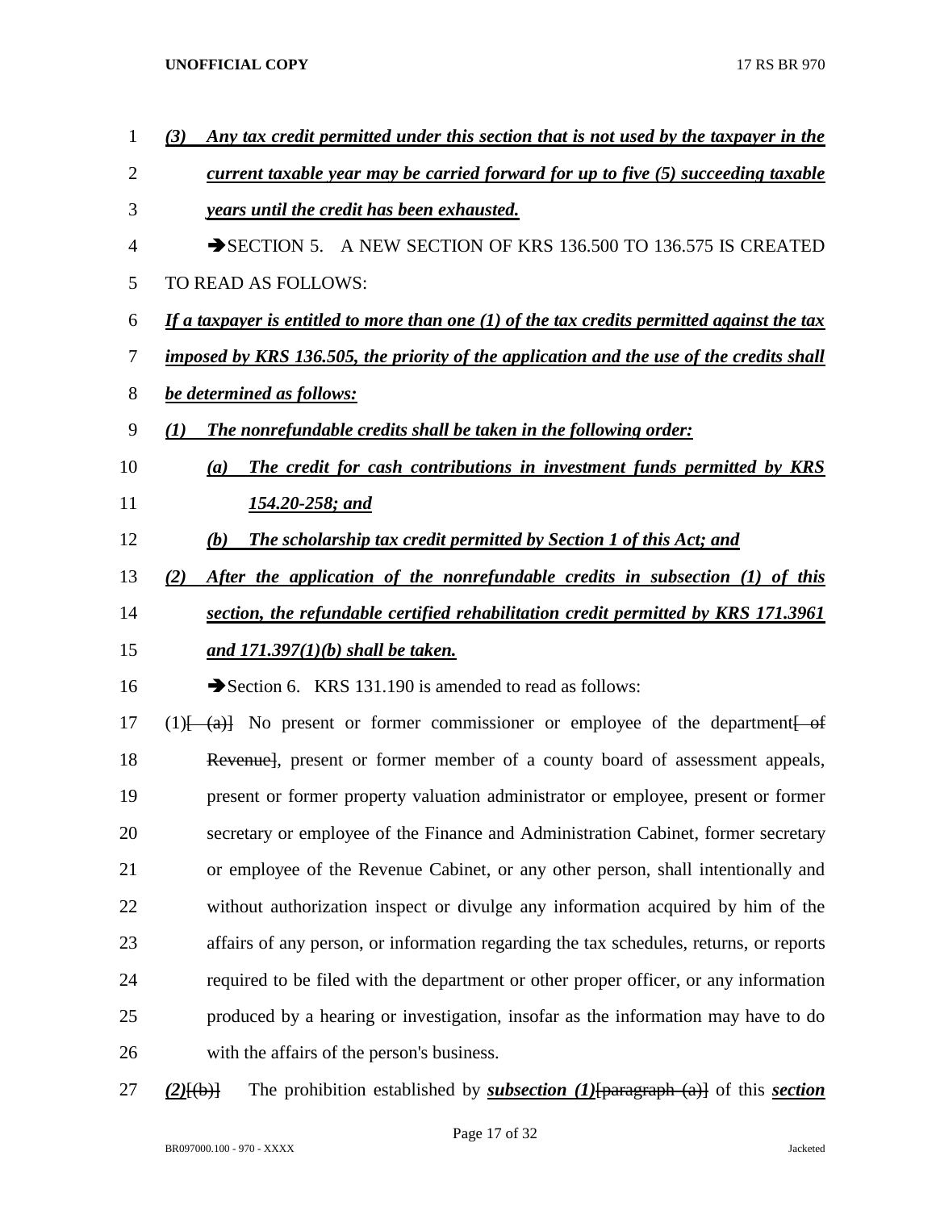*__(3) Any tax credit permitted under this section that is not used by the taxpayer in the current taxable year may be carried forward for up to five (5) succeeding taxable years until the credit has been exhausted.__*

➔SECTION 5. A NEW SECTION OF KRS 136.500 TO 136.575 IS CREATED TO READ AS FOLLOWS:

*__If a taxpayer is entitled to more than one (1) of the tax credits permitted against the tax imposed by KRS 136.505, the priority of the application and the use of the credits shall be determined as follows:__*

*__(1) The nonrefundable credits shall be taken in the following order:__*

*__(a) The credit for cash contributions in investment funds permitted by KRS 154.20-258; and__*

*__(b) The scholarship tax credit permitted by Section 1 of this Act; and__*

*__(2) After the application of the nonrefundable credits in subsection (1) of this section, the refundable certified rehabilitation credit permitted by KRS 171.3961 and 171.397(1)(b) shall be taken.__*

➔Section 6. KRS 131.190 is amended to read as follows:

(1)~~[ (a)]~~ No present or former commissioner or employee of the department~~[ of Revenue]~~, present or former member of a county board of assessment appeals, present or former property valuation administrator or employee, present or former secretary or employee of the Finance and Administration Cabinet, former secretary or employee of the Revenue Cabinet, or any other person, shall intentionally and without authorization inspect or divulge any information acquired by him of the affairs of any person, or information regarding the tax schedules, returns, or reports required to be filed with the department or other proper officer, or any information produced by a hearing or investigation, insofar as the information may have to do with the affairs of the person's business.

*__(2)__*~~[(b)]~~ The prohibition established by *__subsection (1)__*~~[paragraph (a)]~~ of this *__section__*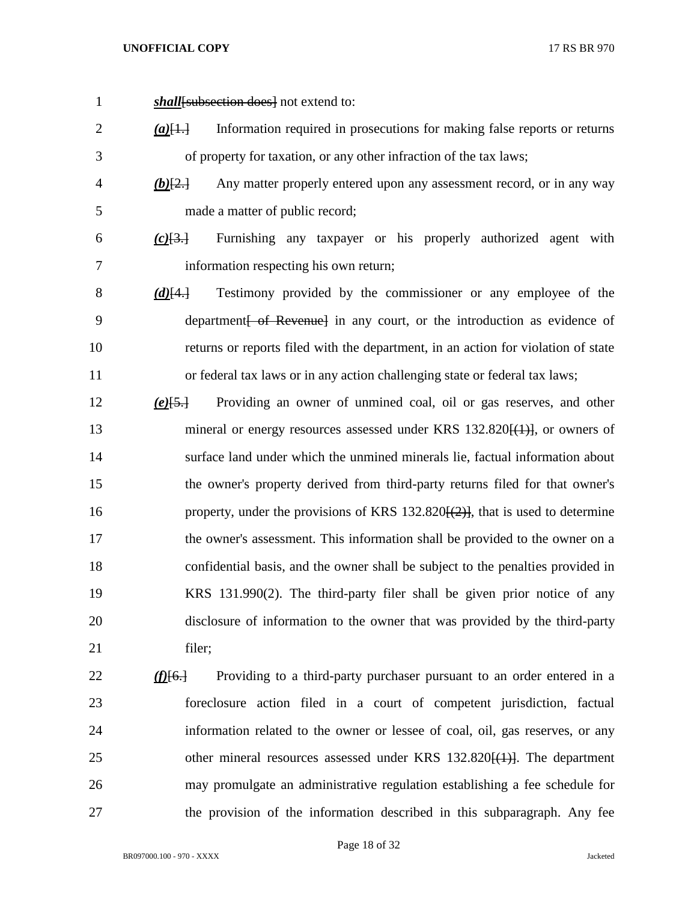***shall***~~[subsection does]~~ not extend to:

***(a)***~~[1.]~~ Information required in prosecutions for making false reports or returns of property for taxation, or any other infraction of the tax laws;

***(b)***~~[2.]~~ Any matter properly entered upon any assessment record, or in any way made a matter of public record;

***(c)***~~[3.]~~ Furnishing any taxpayer or his properly authorized agent with information respecting his own return;

***(d)***~~[4.]~~ Testimony provided by the commissioner or any employee of the department~~[ of Revenue]~~ in any court, or the introduction as evidence of returns or reports filed with the department, in an action for violation of state or federal tax laws or in any action challenging state or federal tax laws;

***(e)***~~[5.]~~ Providing an owner of unmined coal, oil or gas reserves, and other mineral or energy resources assessed under KRS 132.820~~[(1)]~~, or owners of surface land under which the unmined minerals lie, factual information about the owner's property derived from third-party returns filed for that owner's property, under the provisions of KRS 132.820~~[(2)]~~, that is used to determine the owner's assessment. This information shall be provided to the owner on a confidential basis, and the owner shall be subject to the penalties provided in KRS 131.990(2). The third-party filer shall be given prior notice of any disclosure of information to the owner that was provided by the third-party filer;

***(f)***~~[6.]~~ Providing to a third-party purchaser pursuant to an order entered in a foreclosure action filed in a court of competent jurisdiction, factual information related to the owner or lessee of coal, oil, gas reserves, or any other mineral resources assessed under KRS 132.820~~[(1)]~~. The department may promulgate an administrative regulation establishing a fee schedule for the provision of the information described in this subparagraph. Any fee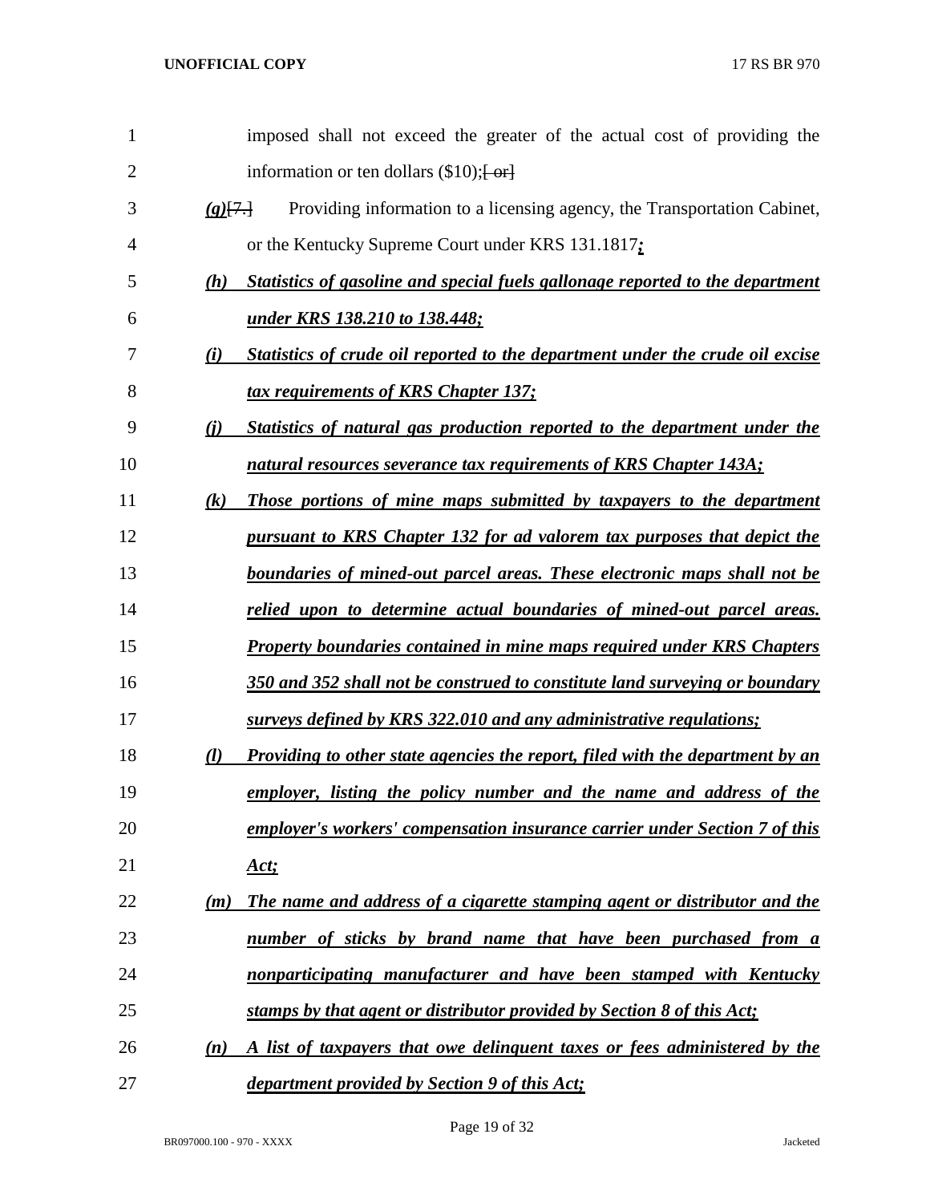imposed shall not exceed the greater of the actual cost of providing the information or ten dollars ($10);[ or]

***(g)***[7.] Providing information to a licensing agency, the Transportation Cabinet, or the Kentucky Supreme Court under KRS 131.1817***;***

***(h)*** ***Statistics of gasoline and special fuels gallonage reported to the department under KRS 138.210 to 138.448;***

***(i)*** ***Statistics of crude oil reported to the department under the crude oil excise tax requirements of KRS Chapter 137;***

***(j)*** ***Statistics of natural gas production reported to the department under the natural resources severance tax requirements of KRS Chapter 143A;***

***(k)*** ***Those portions of mine maps submitted by taxpayers to the department pursuant to KRS Chapter 132 for ad valorem tax purposes that depict the boundaries of mined-out parcel areas. These electronic maps shall not be relied upon to determine actual boundaries of mined-out parcel areas. Property boundaries contained in mine maps required under KRS Chapters 350 and 352 shall not be construed to constitute land surveying or boundary surveys defined by KRS 322.010 and any administrative regulations;***

***(l)*** ***Providing to other state agencies the report, filed with the department by an employer, listing the policy number and the name and address of the employer's workers' compensation insurance carrier under Section 7 of this Act;***

***(m)*** ***The name and address of a cigarette stamping agent or distributor and the number of sticks by brand name that have been purchased from a nonparticipating manufacturer and have been stamped with Kentucky stamps by that agent or distributor provided by Section 8 of this Act;***

***(n)*** ***A list of taxpayers that owe delinquent taxes or fees administered by the department provided by Section 9 of this Act;***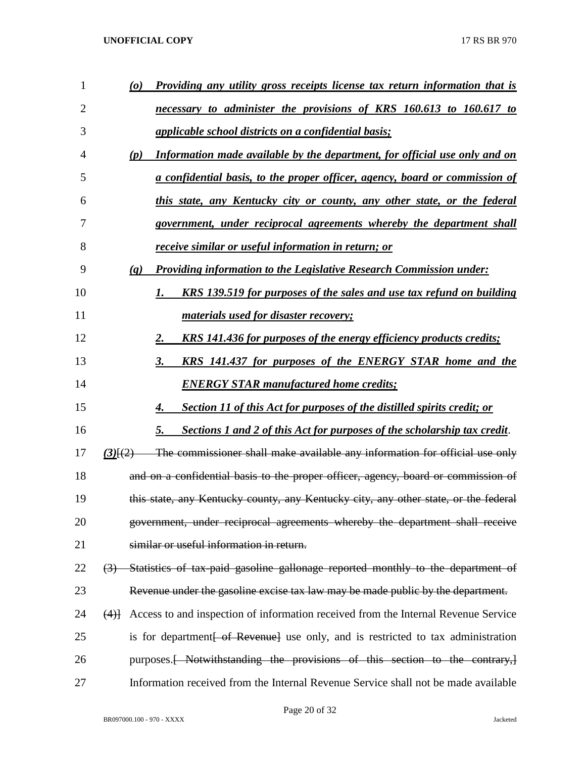*(o) Providing any utility gross receipts license tax return information that is necessary to administer the provisions of KRS 160.613 to 160.617 to applicable school districts on a confidential basis;*

*(p) Information made available by the department, for official use only and on a confidential basis, to the proper officer, agency, board or commission of this state, any Kentucky city or county, any other state, or the federal government, under reciprocal agreements whereby the department shall receive similar or useful information in return; or*

*(q) Providing information to the Legislative Research Commission under:*

*1. KRS 139.519 for purposes of the sales and use tax refund on building materials used for disaster recovery;*

*2. KRS 141.436 for purposes of the energy efficiency products credits;*

*3. KRS 141.437 for purposes of the ENERGY STAR home and the ENERGY STAR manufactured home credits;*

*4. Section 11 of this Act for purposes of the distilled spirits credit; or*

*5. Sections 1 and 2 of this Act for purposes of the scholarship tax credit*.

*(3)*[(2) The commissioner shall make available any information for official use only and on a confidential basis to the proper officer, agency, board or commission of this state, any Kentucky county, any Kentucky city, any other state, or the federal government, under reciprocal agreements whereby the department shall receive similar or useful information in return.

(3) Statistics of tax-paid gasoline gallonage reported monthly to the department of Revenue under the gasoline excise tax law may be made public by the department.

(4)] Access to and inspection of information received from the Internal Revenue Service is for department[ of Revenue] use only, and is restricted to tax administration purposes.[ Notwithstanding the provisions of this section to the contrary,] Information received from the Internal Revenue Service shall not be made available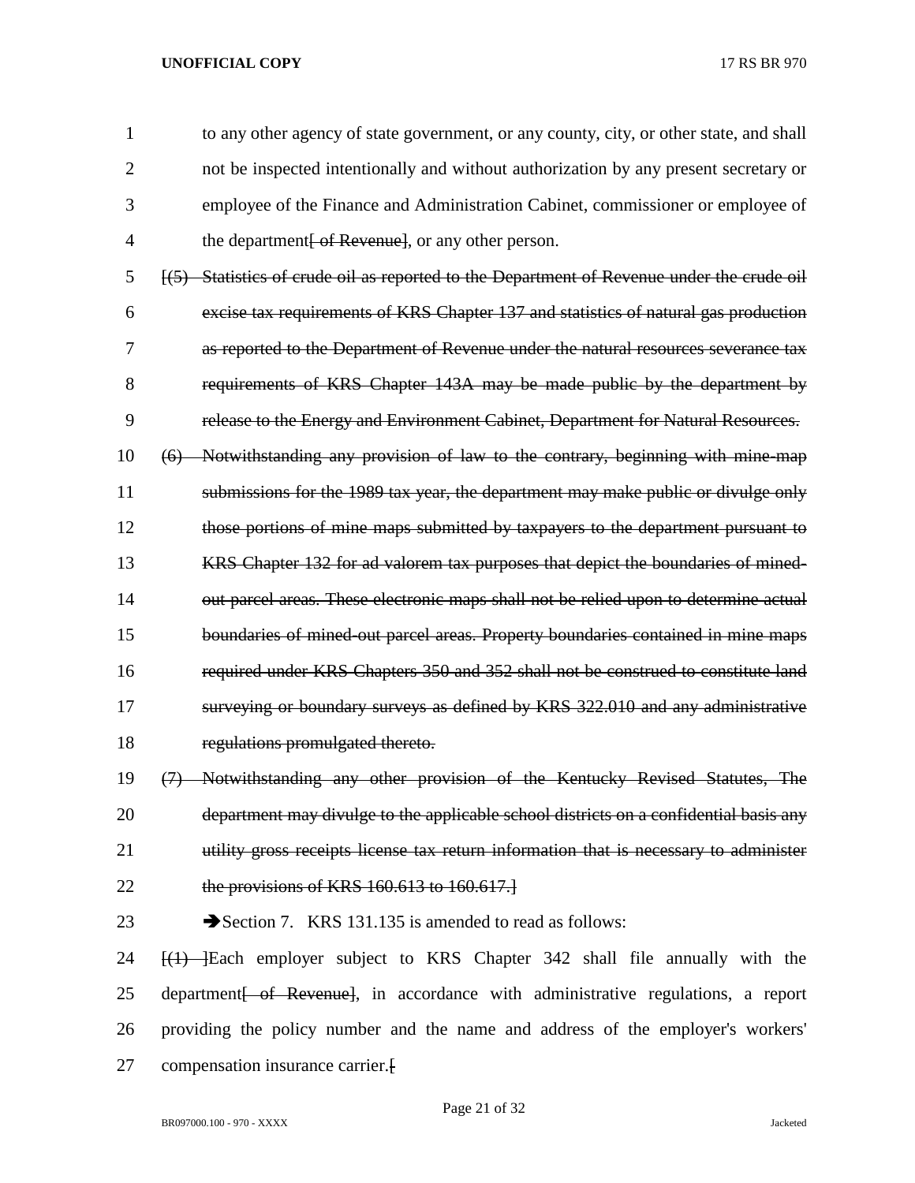to any other agency of state government, or any county, city, or other state, and shall not be inspected intentionally and without authorization by any present secretary or employee of the Finance and Administration Cabinet, commissioner or employee of the department~~[ of Revenue]~~, or any other person.

~~[(5) Statistics of crude oil as reported to the Department of Revenue under the crude oil excise tax requirements of KRS Chapter 137 and statistics of natural gas production as reported to the Department of Revenue under the natural resources severance tax requirements of KRS Chapter 143A may be made public by the department by release to the Energy and Environment Cabinet, Department for Natural Resources.~~

~~(6) Notwithstanding any provision of law to the contrary, beginning with mine-map submissions for the 1989 tax year, the department may make public or divulge only those portions of mine maps submitted by taxpayers to the department pursuant to KRS Chapter 132 for ad valorem tax purposes that depict the boundaries of mined-out parcel areas. These electronic maps shall not be relied upon to determine actual boundaries of mined-out parcel areas. Property boundaries contained in mine maps required under KRS Chapters 350 and 352 shall not be construed to constitute land surveying or boundary surveys as defined by KRS 322.010 and any administrative regulations promulgated thereto.~~

~~(7) Notwithstanding any other provision of the Kentucky Revised Statutes, The department may divulge to the applicable school districts on a confidential basis any utility gross receipts license tax return information that is necessary to administer the provisions of KRS 160.613 to 160.617.]~~

➔Section 7. KRS 131.135 is amended to read as follows:

~~[(1) ]~~Each employer subject to KRS Chapter 342 shall file annually with the department~~[ of Revenue]~~, in accordance with administrative regulations, a report providing the policy number and the name and address of the employer's workers' compensation insurance carrier.~~[~~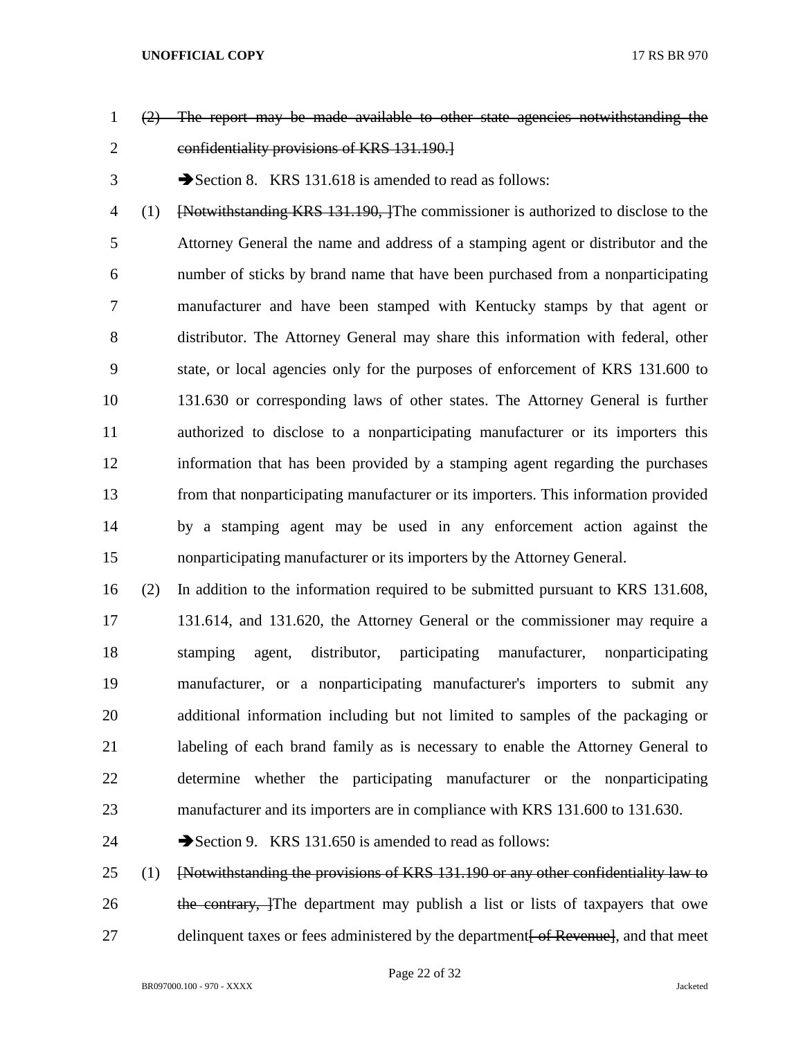(2) ~~The report may be made available to other state agencies notwithstanding the confidentiality provisions of KRS 131.190.]~~

➔Section 8. KRS 131.618 is amended to read as follows:

(1) ~~[Notwithstanding KRS 131.190, ]~~The commissioner is authorized to disclose to the Attorney General the name and address of a stamping agent or distributor and the number of sticks by brand name that have been purchased from a nonparticipating manufacturer and have been stamped with Kentucky stamps by that agent or distributor. The Attorney General may share this information with federal, other state, or local agencies only for the purposes of enforcement of KRS 131.600 to 131.630 or corresponding laws of other states. The Attorney General is further authorized to disclose to a nonparticipating manufacturer or its importers this information that has been provided by a stamping agent regarding the purchases from that nonparticipating manufacturer or its importers. This information provided by a stamping agent may be used in any enforcement action against the nonparticipating manufacturer or its importers by the Attorney General.

(2) In addition to the information required to be submitted pursuant to KRS 131.608, 131.614, and 131.620, the Attorney General or the commissioner may require a stamping agent, distributor, participating manufacturer, nonparticipating manufacturer, or a nonparticipating manufacturer's importers to submit any additional information including but not limited to samples of the packaging or labeling of each brand family as is necessary to enable the Attorney General to determine whether the participating manufacturer or the nonparticipating manufacturer and its importers are in compliance with KRS 131.600 to 131.630.

➔Section 9. KRS 131.650 is amended to read as follows:

(1) ~~[Notwithstanding the provisions of KRS 131.190 or any other confidentiality law to the contrary, ]~~The department may publish a list or lists of taxpayers that owe delinquent taxes or fees administered by the department~~[ of Revenue]~~, and that meet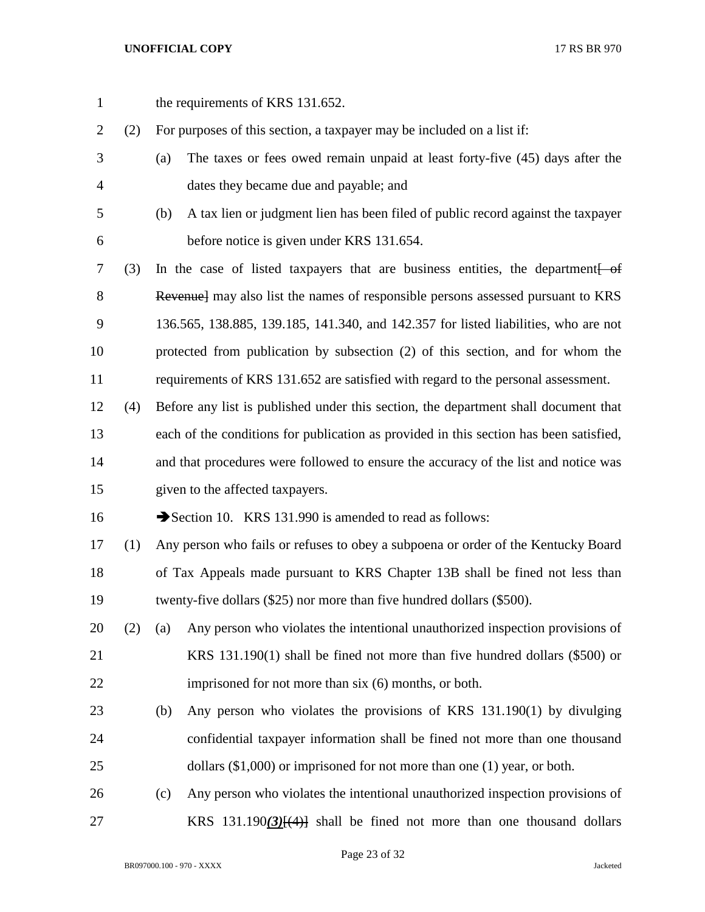the requirements of KRS 131.652.

(2) For purposes of this section, a taxpayer may be included on a list if:

(a) The taxes or fees owed remain unpaid at least forty-five (45) days after the dates they became due and payable; and

(b) A tax lien or judgment lien has been filed of public record against the taxpayer before notice is given under KRS 131.654.

(3) In the case of listed taxpayers that are business entities, the department~~[ of Revenue]~~ may also list the names of responsible persons assessed pursuant to KRS 136.565, 138.885, 139.185, 141.340, and 142.357 for listed liabilities, who are not protected from publication by subsection (2) of this section, and for whom the requirements of KRS 131.652 are satisfied with regard to the personal assessment.

(4) Before any list is published under this section, the department shall document that each of the conditions for publication as provided in this section has been satisfied, and that procedures were followed to ensure the accuracy of the list and notice was given to the affected taxpayers.

➔Section 10. KRS 131.990 is amended to read as follows:

(1) Any person who fails or refuses to obey a subpoena or order of the Kentucky Board of Tax Appeals made pursuant to KRS Chapter 13B shall be fined not less than twenty-five dollars ($25) nor more than five hundred dollars ($500).

(2) (a) Any person who violates the intentional unauthorized inspection provisions of KRS 131.190(1) shall be fined not more than five hundred dollars ($500) or imprisoned for not more than six (6) months, or both.

(b) Any person who violates the provisions of KRS 131.190(1) by divulging confidential taxpayer information shall be fined not more than one thousand dollars ($1,000) or imprisoned for not more than one (1) year, or both.

(c) Any person who violates the intentional unauthorized inspection provisions of KRS 131.190***(3)***~~[(4)]~~ shall be fined not more than one thousand dollars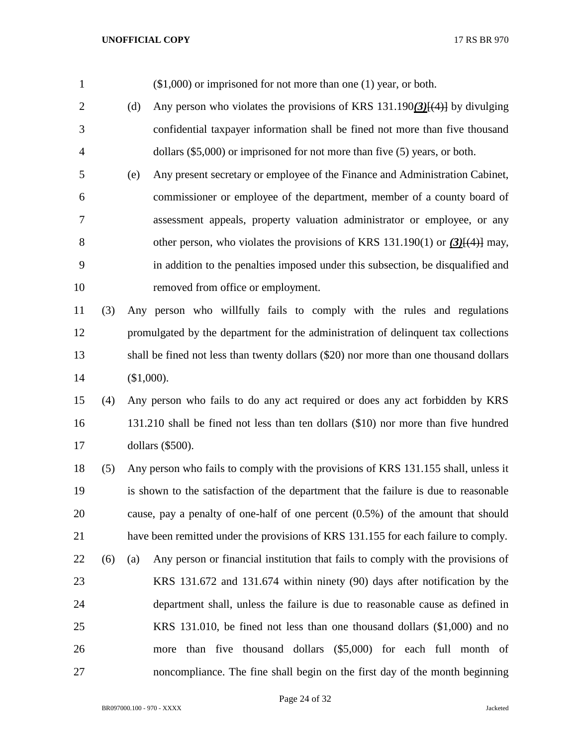($1,000) or imprisoned for not more than one (1) year, or both.

(d) Any person who violates the provisions of KRS 131.190***(3)***[(4)] by divulging confidential taxpayer information shall be fined not more than five thousand dollars ($5,000) or imprisoned for not more than five (5) years, or both.

(e) Any present secretary or employee of the Finance and Administration Cabinet, commissioner or employee of the department, member of a county board of assessment appeals, property valuation administrator or employee, or any other person, who violates the provisions of KRS 131.190(1) or ***(3)***[(4)] may, in addition to the penalties imposed under this subsection, be disqualified and removed from office or employment.

(3) Any person who willfully fails to comply with the rules and regulations promulgated by the department for the administration of delinquent tax collections shall be fined not less than twenty dollars ($20) nor more than one thousand dollars ($1,000).

(4) Any person who fails to do any act required or does any act forbidden by KRS 131.210 shall be fined not less than ten dollars ($10) nor more than five hundred dollars ($500).

(5) Any person who fails to comply with the provisions of KRS 131.155 shall, unless it is shown to the satisfaction of the department that the failure is due to reasonable cause, pay a penalty of one-half of one percent (0.5%) of the amount that should have been remitted under the provisions of KRS 131.155 for each failure to comply.

(6) (a) Any person or financial institution that fails to comply with the provisions of KRS 131.672 and 131.674 within ninety (90) days after notification by the department shall, unless the failure is due to reasonable cause as defined in KRS 131.010, be fined not less than one thousand dollars ($1,000) and no more than five thousand dollars ($5,000) for each full month of noncompliance. The fine shall begin on the first day of the month beginning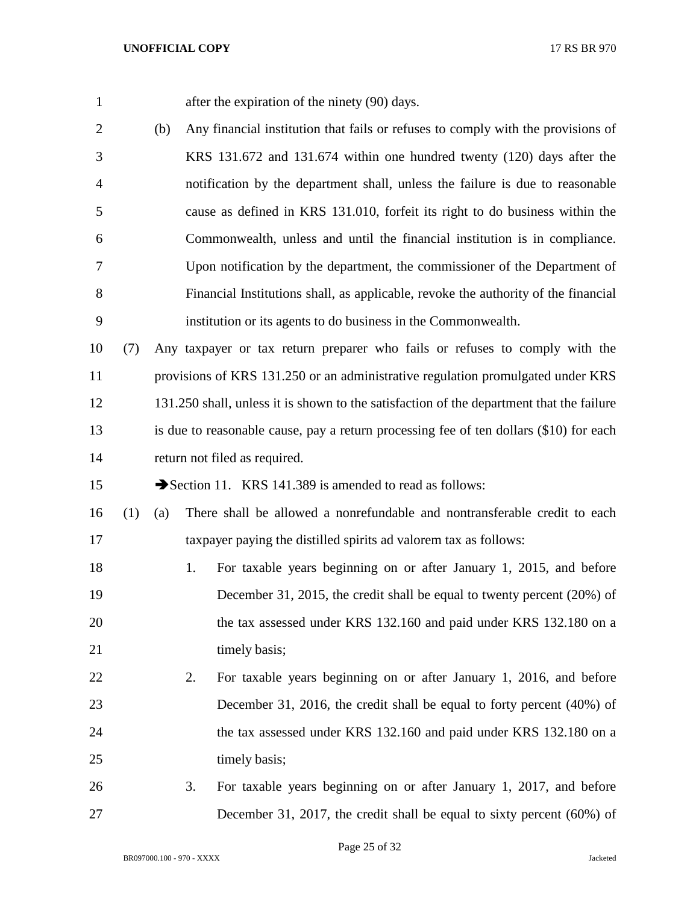after the expiration of the ninety (90) days.

(b) Any financial institution that fails or refuses to comply with the provisions of KRS 131.672 and 131.674 within one hundred twenty (120) days after the notification by the department shall, unless the failure is due to reasonable cause as defined in KRS 131.010, forfeit its right to do business within the Commonwealth, unless and until the financial institution is in compliance. Upon notification by the department, the commissioner of the Department of Financial Institutions shall, as applicable, revoke the authority of the financial institution or its agents to do business in the Commonwealth.

(7) Any taxpayer or tax return preparer who fails or refuses to comply with the provisions of KRS 131.250 or an administrative regulation promulgated under KRS 131.250 shall, unless it is shown to the satisfaction of the department that the failure is due to reasonable cause, pay a return processing fee of ten dollars ($10) for each return not filed as required.

➔Section 11. KRS 141.389 is amended to read as follows:

(1) (a) There shall be allowed a nonrefundable and nontransferable credit to each taxpayer paying the distilled spirits ad valorem tax as follows:

1. For taxable years beginning on or after January 1, 2015, and before December 31, 2015, the credit shall be equal to twenty percent (20%) of the tax assessed under KRS 132.160 and paid under KRS 132.180 on a timely basis;

2. For taxable years beginning on or after January 1, 2016, and before December 31, 2016, the credit shall be equal to forty percent (40%) of the tax assessed under KRS 132.160 and paid under KRS 132.180 on a timely basis;

3. For taxable years beginning on or after January 1, 2017, and before December 31, 2017, the credit shall be equal to sixty percent (60%) of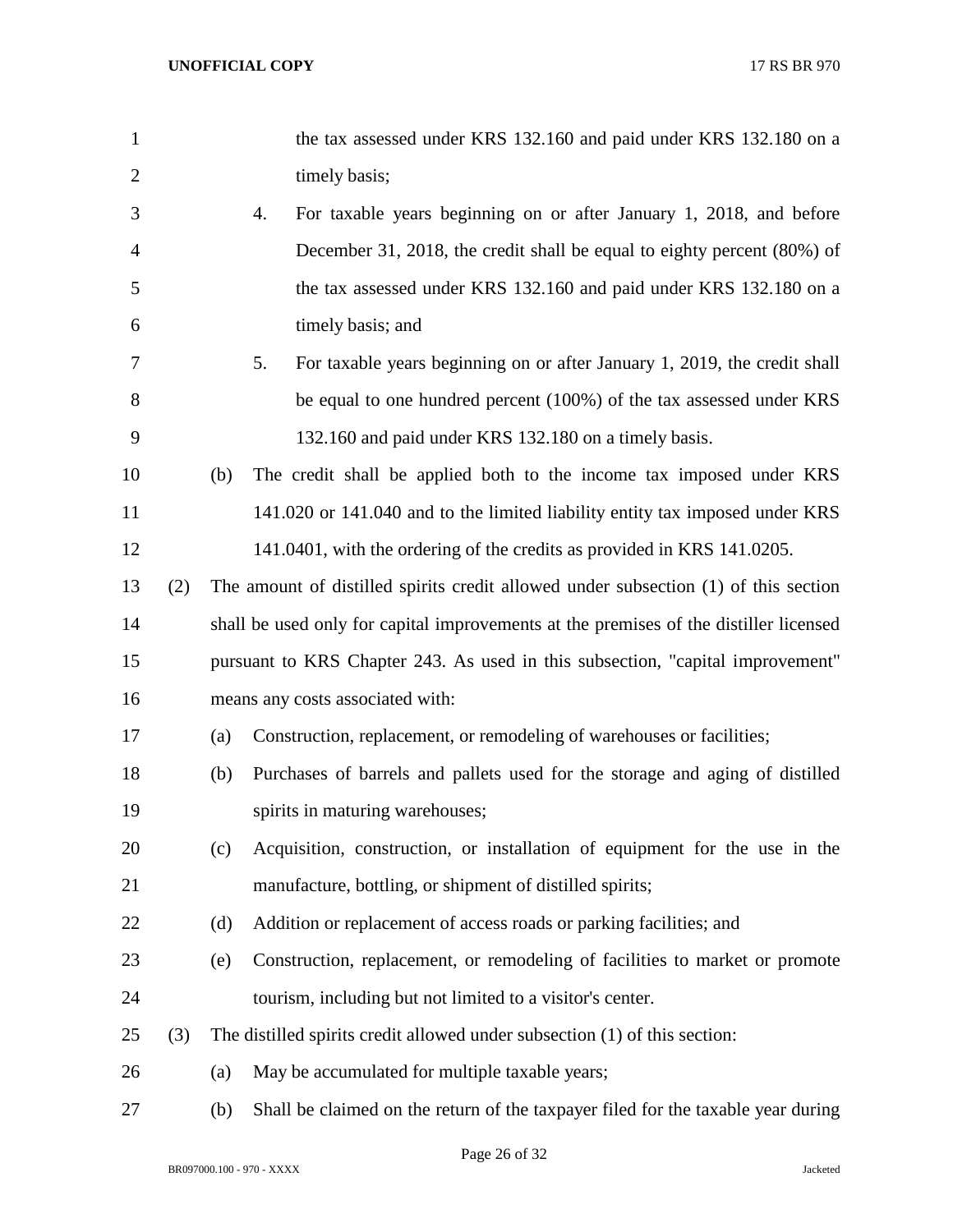the tax assessed under KRS 132.160 and paid under KRS 132.180 on a timely basis;

4. For taxable years beginning on or after January 1, 2018, and before December 31, 2018, the credit shall be equal to eighty percent (80%) of the tax assessed under KRS 132.160 and paid under KRS 132.180 on a timely basis; and

5. For taxable years beginning on or after January 1, 2019, the credit shall be equal to one hundred percent (100%) of the tax assessed under KRS 132.160 and paid under KRS 132.180 on a timely basis.

(b) The credit shall be applied both to the income tax imposed under KRS 141.020 or 141.040 and to the limited liability entity tax imposed under KRS 141.0401, with the ordering of the credits as provided in KRS 141.0205.

(2) The amount of distilled spirits credit allowed under subsection (1) of this section shall be used only for capital improvements at the premises of the distiller licensed pursuant to KRS Chapter 243. As used in this subsection, "capital improvement" means any costs associated with:

(a) Construction, replacement, or remodeling of warehouses or facilities;

(b) Purchases of barrels and pallets used for the storage and aging of distilled spirits in maturing warehouses;

(c) Acquisition, construction, or installation of equipment for the use in the manufacture, bottling, or shipment of distilled spirits;

(d) Addition or replacement of access roads or parking facilities; and

(e) Construction, replacement, or remodeling of facilities to market or promote tourism, including but not limited to a visitor's center.

(3) The distilled spirits credit allowed under subsection (1) of this section:

(a) May be accumulated for multiple taxable years;

(b) Shall be claimed on the return of the taxpayer filed for the taxable year during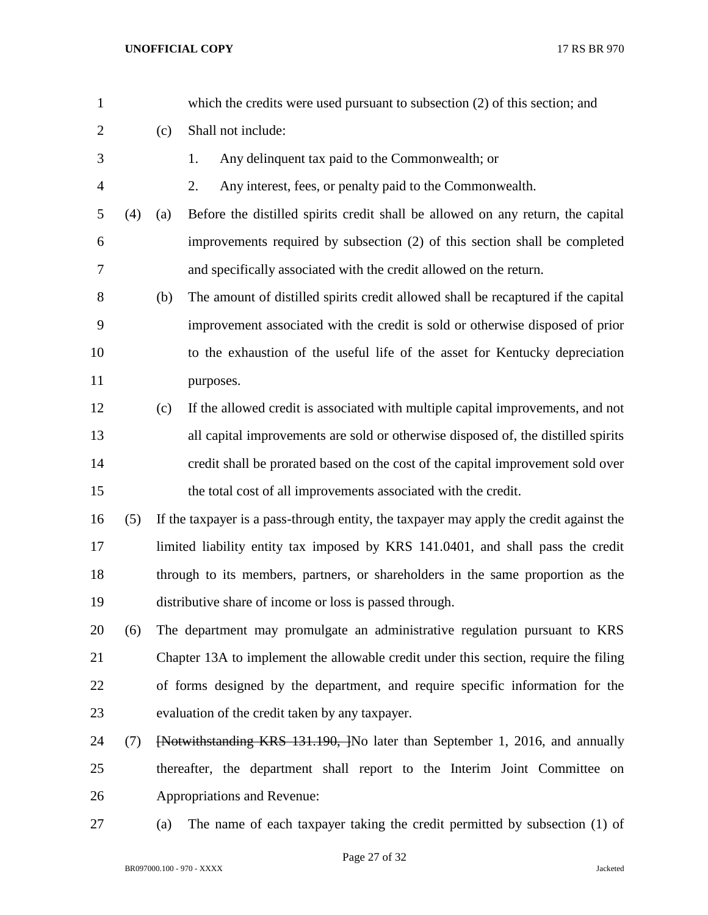which the credits were used pursuant to subsection (2) of this section; and

(c) Shall not include:

1. Any delinquent tax paid to the Commonwealth; or

2. Any interest, fees, or penalty paid to the Commonwealth.

(4) (a) Before the distilled spirits credit shall be allowed on any return, the capital improvements required by subsection (2) of this section shall be completed and specifically associated with the credit allowed on the return.

(b) The amount of distilled spirits credit allowed shall be recaptured if the capital improvement associated with the credit is sold or otherwise disposed of prior to the exhaustion of the useful life of the asset for Kentucky depreciation purposes.

(c) If the allowed credit is associated with multiple capital improvements, and not all capital improvements are sold or otherwise disposed of, the distilled spirits credit shall be prorated based on the cost of the capital improvement sold over the total cost of all improvements associated with the credit.

(5) If the taxpayer is a pass-through entity, the taxpayer may apply the credit against the limited liability entity tax imposed by KRS 141.0401, and shall pass the credit through to its members, partners, or shareholders in the same proportion as the distributive share of income or loss is passed through.

(6) The department may promulgate an administrative regulation pursuant to KRS Chapter 13A to implement the allowable credit under this section, require the filing of forms designed by the department, and require specific information for the evaluation of the credit taken by any taxpayer.

(7) ~~[Notwithstanding KRS 131.190, ]~~No later than September 1, 2016, and annually thereafter, the department shall report to the Interim Joint Committee on Appropriations and Revenue:

(a) The name of each taxpayer taking the credit permitted by subsection (1) of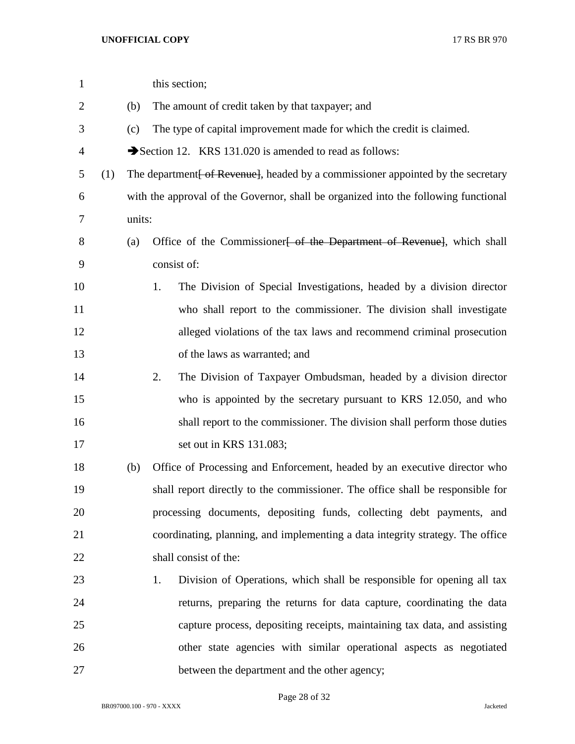this section;

(b) The amount of credit taken by that taxpayer; and

(c) The type of capital improvement made for which the credit is claimed.

➔Section 12. KRS 131.020 is amended to read as follows:

(1) The department~~[ of Revenue]~~, headed by a commissioner appointed by the secretary with the approval of the Governor, shall be organized into the following functional units:

(a) Office of the Commissioner~~[ of the Department of Revenue]~~, which shall consist of:

1. The Division of Special Investigations, headed by a division director who shall report to the commissioner. The division shall investigate alleged violations of the tax laws and recommend criminal prosecution of the laws as warranted; and

2. The Division of Taxpayer Ombudsman, headed by a division director who is appointed by the secretary pursuant to KRS 12.050, and who shall report to the commissioner. The division shall perform those duties set out in KRS 131.083;

(b) Office of Processing and Enforcement, headed by an executive director who shall report directly to the commissioner. The office shall be responsible for processing documents, depositing funds, collecting debt payments, and coordinating, planning, and implementing a data integrity strategy. The office shall consist of the:

1. Division of Operations, which shall be responsible for opening all tax returns, preparing the returns for data capture, coordinating the data capture process, depositing receipts, maintaining tax data, and assisting other state agencies with similar operational aspects as negotiated between the department and the other agency;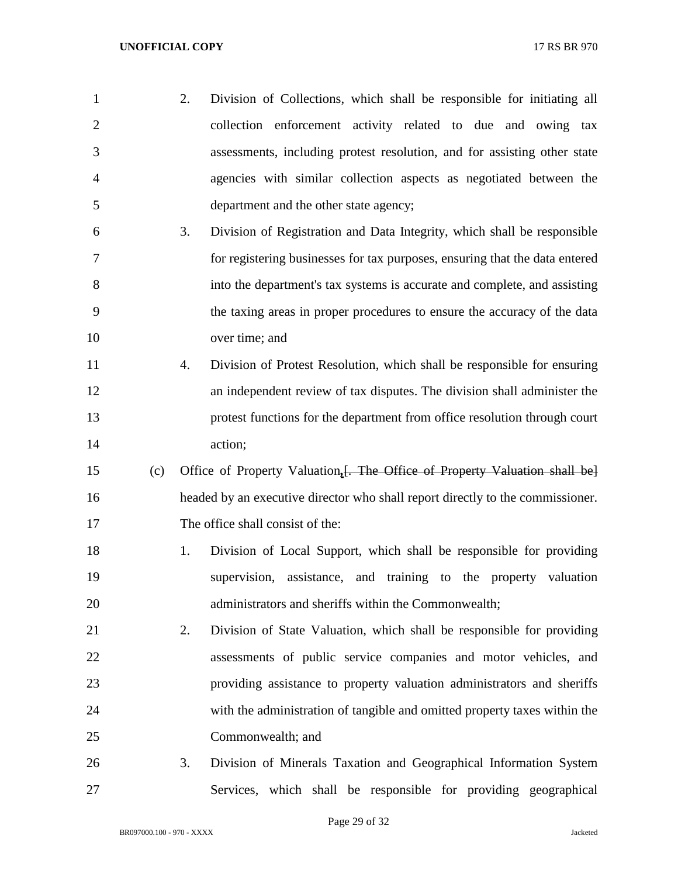2. Division of Collections, which shall be responsible for initiating all collection enforcement activity related to due and owing tax assessments, including protest resolution, and for assisting other state agencies with similar collection aspects as negotiated between the department and the other state agency;

3. Division of Registration and Data Integrity, which shall be responsible for registering businesses for tax purposes, ensuring that the data entered into the department's tax systems is accurate and complete, and assisting the taxing areas in proper procedures to ensure the accuracy of the data over time; and

4. Division of Protest Resolution, which shall be responsible for ensuring an independent review of tax disputes. The division shall administer the protest functions for the department from office resolution through court action;

(c) Office of Property Valuation, [. The Office of Property Valuation shall be] headed by an executive director who shall report directly to the commissioner. The office shall consist of the:

1. Division of Local Support, which shall be responsible for providing supervision, assistance, and training to the property valuation administrators and sheriffs within the Commonwealth;

2. Division of State Valuation, which shall be responsible for providing assessments of public service companies and motor vehicles, and providing assistance to property valuation administrators and sheriffs with the administration of tangible and omitted property taxes within the Commonwealth; and

3. Division of Minerals Taxation and Geographical Information System Services, which shall be responsible for providing geographical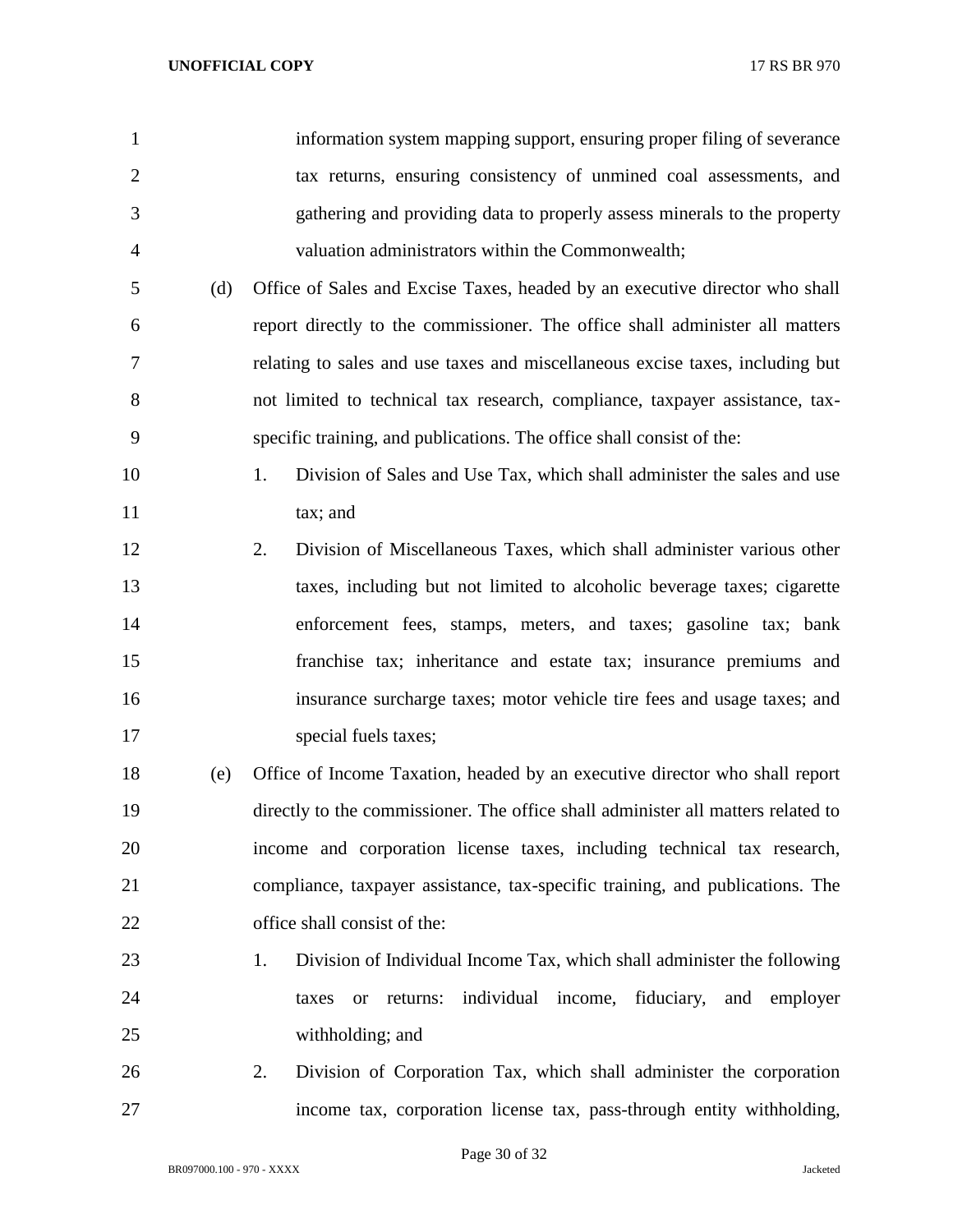information system mapping support, ensuring proper filing of severance tax returns, ensuring consistency of unmined coal assessments, and gathering and providing data to properly assess minerals to the property valuation administrators within the Commonwealth;

(d) Office of Sales and Excise Taxes, headed by an executive director who shall report directly to the commissioner. The office shall administer all matters relating to sales and use taxes and miscellaneous excise taxes, including but not limited to technical tax research, compliance, taxpayer assistance, tax-specific training, and publications. The office shall consist of the:

1. Division of Sales and Use Tax, which shall administer the sales and use tax; and

2. Division of Miscellaneous Taxes, which shall administer various other taxes, including but not limited to alcoholic beverage taxes; cigarette enforcement fees, stamps, meters, and taxes; gasoline tax; bank franchise tax; inheritance and estate tax; insurance premiums and insurance surcharge taxes; motor vehicle tire fees and usage taxes; and special fuels taxes;

(e) Office of Income Taxation, headed by an executive director who shall report directly to the commissioner. The office shall administer all matters related to income and corporation license taxes, including technical tax research, compliance, taxpayer assistance, tax-specific training, and publications. The office shall consist of the:

1. Division of Individual Income Tax, which shall administer the following taxes or returns: individual income, fiduciary, and employer withholding; and

2. Division of Corporation Tax, which shall administer the corporation income tax, corporation license tax, pass-through entity withholding,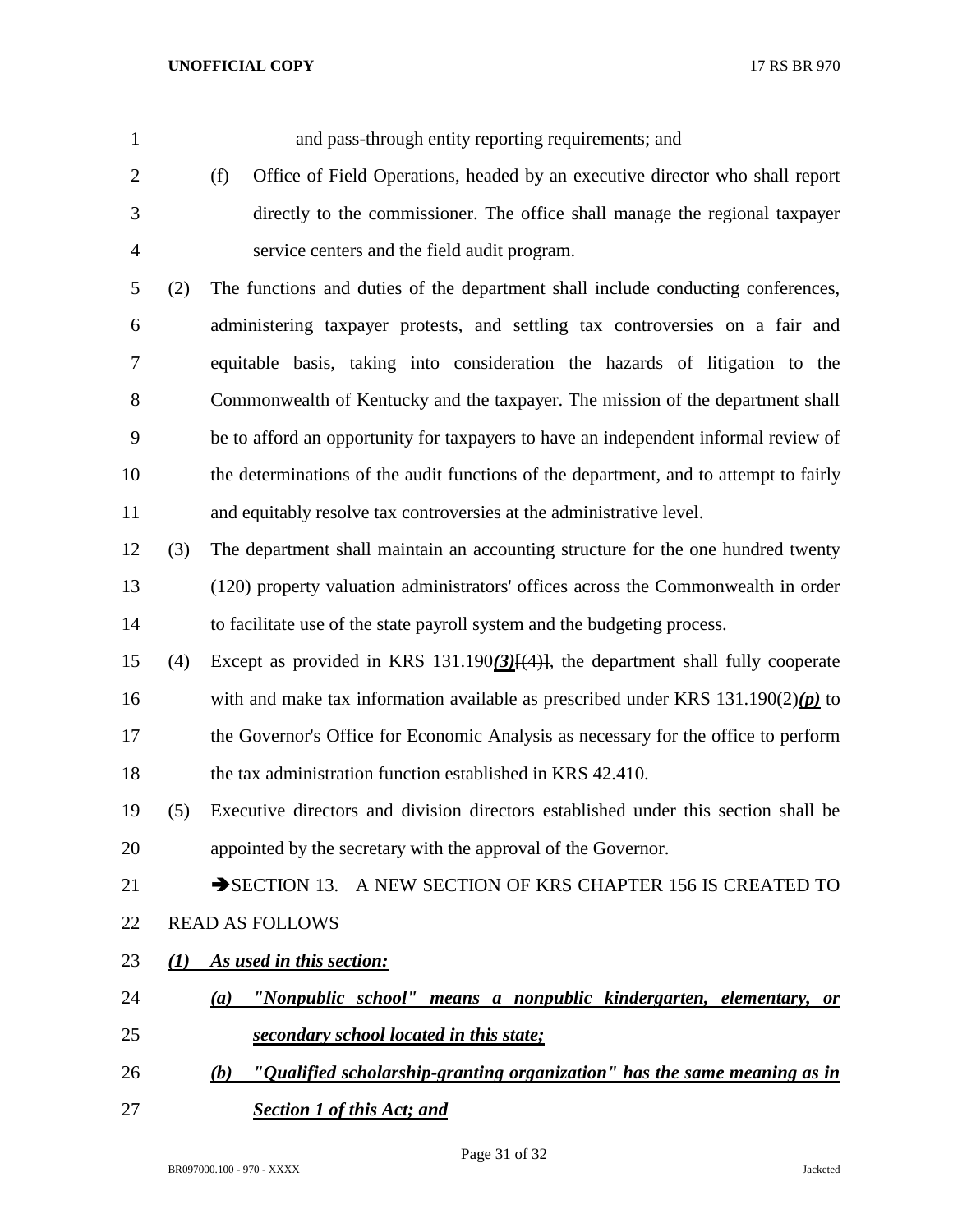and pass-through entity reporting requirements; and

(f) Office of Field Operations, headed by an executive director who shall report directly to the commissioner. The office shall manage the regional taxpayer service centers and the field audit program.

(2) The functions and duties of the department shall include conducting conferences, administering taxpayer protests, and settling tax controversies on a fair and equitable basis, taking into consideration the hazards of litigation to the Commonwealth of Kentucky and the taxpayer. The mission of the department shall be to afford an opportunity for taxpayers to have an independent informal review of the determinations of the audit functions of the department, and to attempt to fairly and equitably resolve tax controversies at the administrative level.

(3) The department shall maintain an accounting structure for the one hundred twenty (120) property valuation administrators' offices across the Commonwealth in order to facilitate use of the state payroll system and the budgeting process.

(4) Except as provided in KRS 131.190***(3)***[(4)], the department shall fully cooperate with and make tax information available as prescribed under KRS 131.190(2)***(p)*** to the Governor's Office for Economic Analysis as necessary for the office to perform the tax administration function established in KRS 42.410.

(5) Executive directors and division directors established under this section shall be appointed by the secretary with the approval of the Governor.

➔SECTION 13. A NEW SECTION OF KRS CHAPTER 156 IS CREATED TO READ AS FOLLOWS

***(1) As used in this section:***

***(a) "Nonpublic school" means a nonpublic kindergarten, elementary, or secondary school located in this state;***

***(b) "Qualified scholarship-granting organization" has the same meaning as in Section 1 of this Act; and***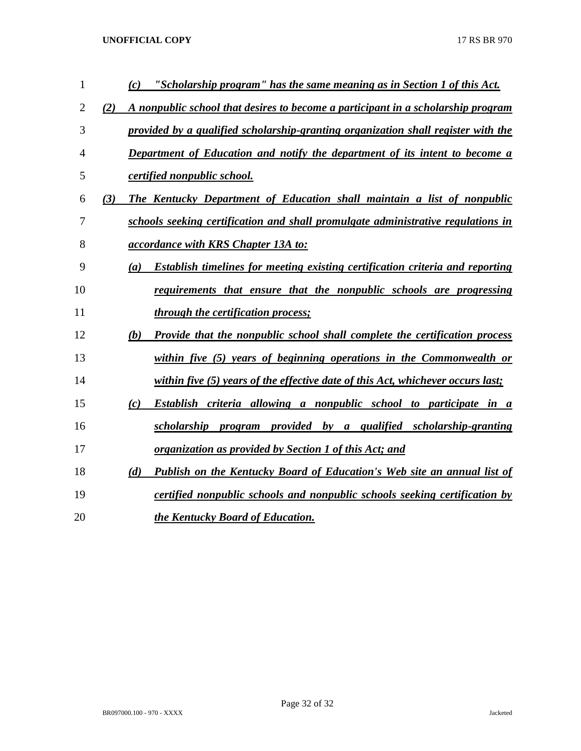*(c) "Scholarship program" has the same meaning as in Section 1 of this Act.*

*(2) A nonpublic school that desires to become a participant in a scholarship program provided by a qualified scholarship-granting organization shall register with the Department of Education and notify the department of its intent to become a certified nonpublic school.*

*(3) The Kentucky Department of Education shall maintain a list of nonpublic schools seeking certification and shall promulgate administrative regulations in accordance with KRS Chapter 13A to:*

*(a) Establish timelines for meeting existing certification criteria and reporting requirements that ensure that the nonpublic schools are progressing through the certification process;*

*(b) Provide that the nonpublic school shall complete the certification process within five (5) years of beginning operations in the Commonwealth or within five (5) years of the effective date of this Act, whichever occurs last;*

*(c) Establish criteria allowing a nonpublic school to participate in a scholarship program provided by a qualified scholarship-granting organization as provided by Section 1 of this Act; and*

*(d) Publish on the Kentucky Board of Education's Web site an annual list of certified nonpublic schools and nonpublic schools seeking certification by the Kentucky Board of Education.*